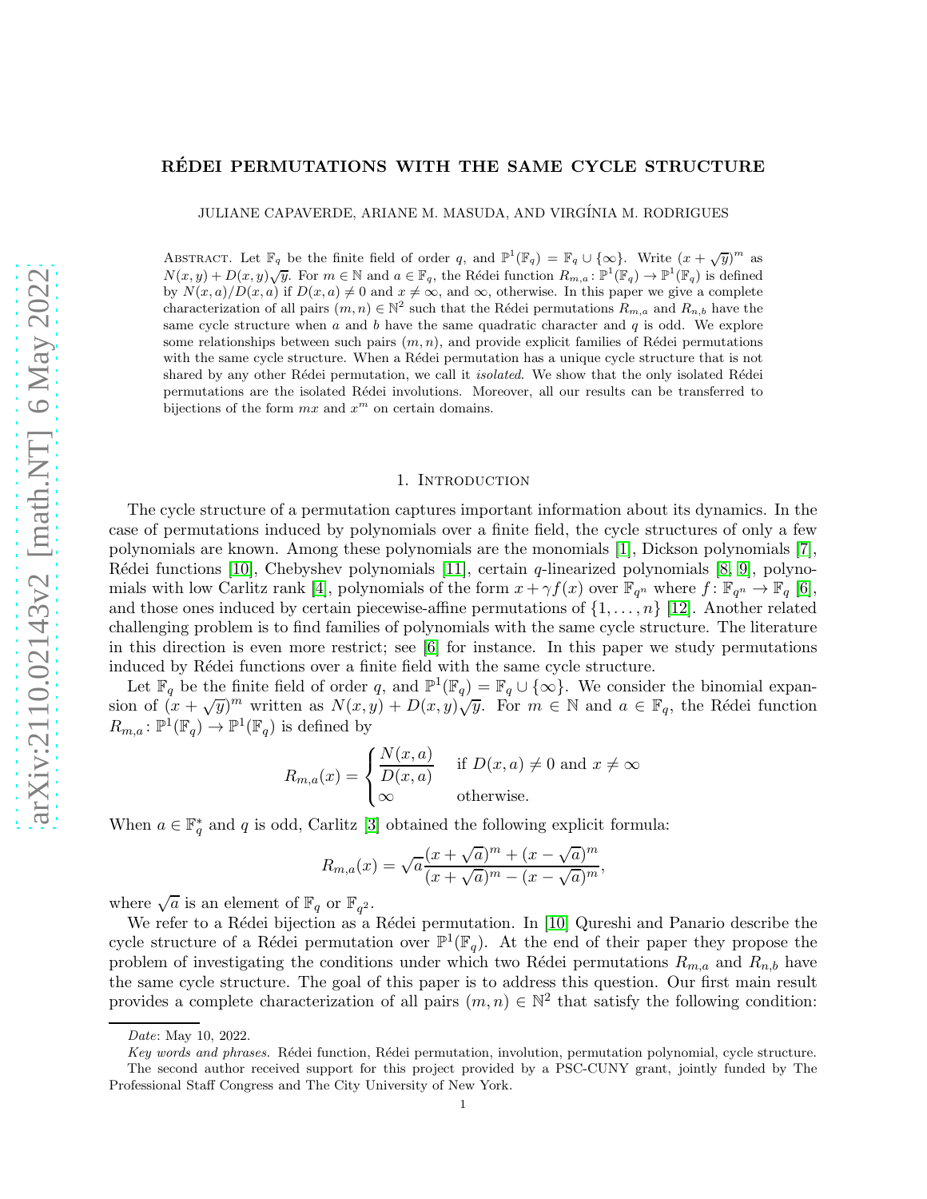# RÉDEI PERMUTATIONS WITH THE SAME CYCLE STRUCTURE

JULIANE CAPAVERDE, ARIANE M. MASUDA, AND VIRGÍNIA M. RODRIGUES

Abstract. Let $\mathbb{F}_q$ be the finite field of order $q$, and $\mathbb{P}^1(\mathbb{F}_q) = \mathbb{F}_q \cup \{\infty\}$. Write $(x + \sqrt{y})^m$ as $N(x, y) + D(x, y)\sqrt{y}$. For $m \in \mathbb{N}$ and $a \in \mathbb{F}_q$, the Rédei function $R_{m,a} : \mathbb{P}^1(\mathbb{F}_q) \to \mathbb{P}^1(\mathbb{F}_q)$ is defined by $N(x, a)/D(x, a)$ if $D(x, a) \neq 0$ and $x \neq \infty$, and $\infty$, otherwise. In this paper we give a complete characterization of all pairs $(m, n) \in \mathbb{N}^2$ such that the Rédei permutations $R_{m,a}$ and $R_{n,b}$ have the same cycle structure when $a$ and $b$ have the same quadratic character and $q$ is odd. We explore some relationships between such pairs $(m, n)$, and provide explicit families of Rédei permutations with the same cycle structure. When a Rédei permutation has a unique cycle structure that is not shared by any other Rédei permutation, we call it *isolated*. We show that the only isolated Rédei permutations are the isolated Rédei involutions. Moreover, all our results can be transferred to bijections of the form $mx$ and $x^m$ on certain domains.

## 1. Introduction

The cycle structure of a permutation captures important information about its dynamics. In the case of permutations induced by polynomials over a finite field, the cycle structures of only a few polynomials are known. Among these polynomials are the monomials [1], Dickson polynomials [7], Rédei functions [10], Chebyshev polynomials [11], certain $q$-linearized polynomials [8, 9], polynomials with low Carlitz rank [4], polynomials of the form $x + \gamma f(x)$ over $\mathbb{F}_{q^n}$ where $f : \mathbb{F}_{q^n} \to \mathbb{F}_q$ [6], and those ones induced by certain piecewise-affine permutations of $\{1, \dots, n\}$ [12]. Another related challenging problem is to find families of polynomials with the same cycle structure. The literature in this direction is even more restrict; see [6] for instance. In this paper we study permutations induced by Rédei functions over a finite field with the same cycle structure.

Let $\mathbb{F}_q$ be the finite field of order $q$, and $\mathbb{P}^1(\mathbb{F}_q) = \mathbb{F}_q \cup \{\infty\}$. We consider the binomial expansion of $(x + \sqrt{y})^m$ written as $N(x, y) + D(x, y)\sqrt{y}$. For $m \in \mathbb{N}$ and $a \in \mathbb{F}_q$, the Rédei function $R_{m,a} : \mathbb{P}^1(\mathbb{F}_q) \to \mathbb{P}^1(\mathbb{F}_q)$ is defined by

$$R_{m,a}(x) = \begin{cases} \dfrac{N(x, a)}{D(x, a)} & \text{if } D(x, a) \neq 0 \text{ and } x \neq \infty \\ \infty & \text{otherwise.} \end{cases}$$

When $a \in \mathbb{F}_q^*$ and $q$ is odd, Carlitz [3] obtained the following explicit formula:

$$R_{m,a}(x) = \sqrt{a}\frac{(x + \sqrt{a})^m + (x - \sqrt{a})^m}{(x + \sqrt{a})^m - (x - \sqrt{a})^m},$$

where $\sqrt{a}$ is an element of $\mathbb{F}_q$ or $\mathbb{F}_{q^2}$.

We refer to a Rédei bijection as a Rédei permutation. In [10] Qureshi and Panario describe the cycle structure of a Rédei permutation over $\mathbb{P}^1(\mathbb{F}_q)$. At the end of their paper they propose the problem of investigating the conditions under which two Rédei permutations $R_{m,a}$ and $R_{n,b}$ have the same cycle structure. The goal of this paper is to address this question. Our first main result provides a complete characterization of all pairs $(m, n) \in \mathbb{N}^2$ that satisfy the following condition:

*Date*: May 10, 2022.

*Key words and phrases.* Rédei function, Rédei permutation, involution, permutation polynomial, cycle structure.

The second author received support for this project provided by a PSC-CUNY grant, jointly funded by The Professional Staff Congress and The City University of New York.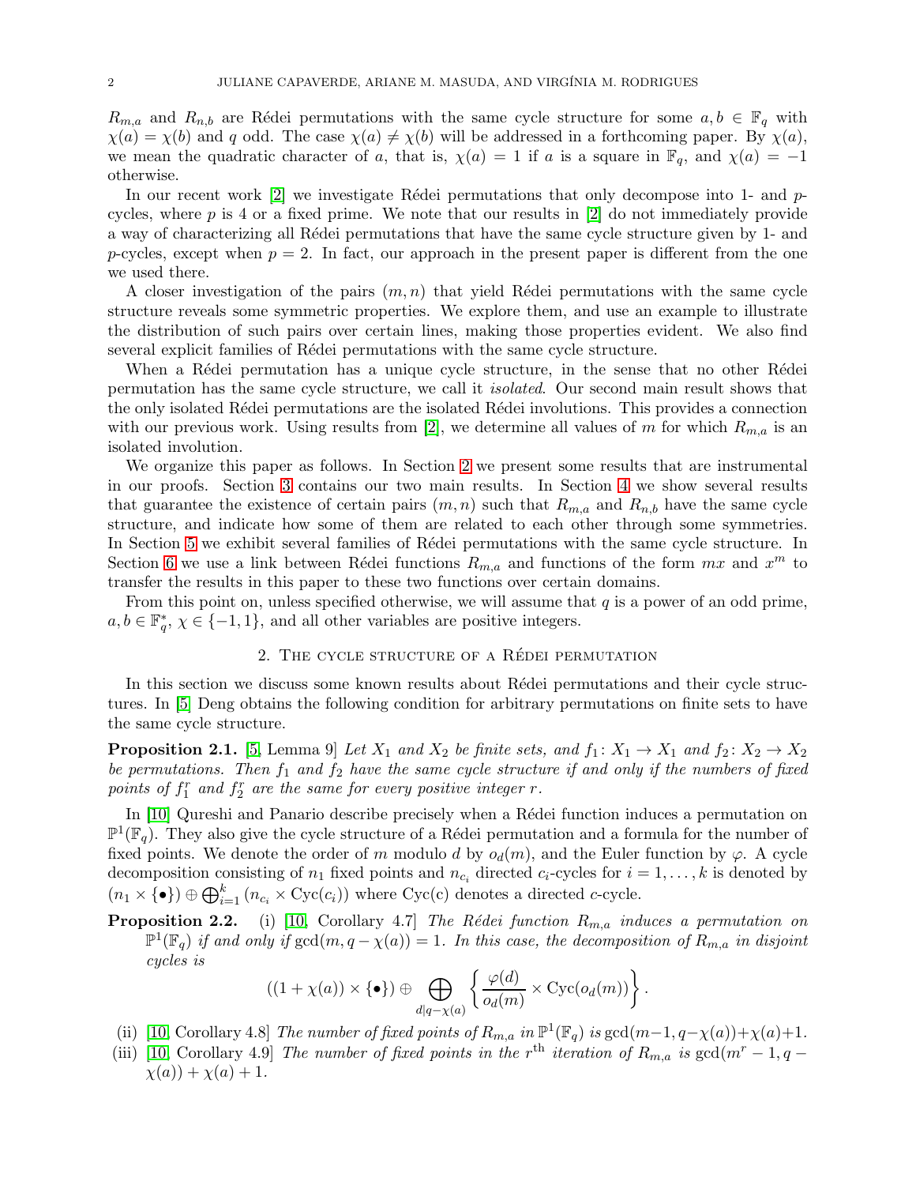$R_{m,a}$ and $R_{n,b}$ are Rédei permutations with the same cycle structure for some $a, b \in \mathbb{F}_q$ with $\chi(a) = \chi(b)$ and $q$ odd. The case $\chi(a) \neq \chi(b)$ will be addressed in a forthcoming paper. By $\chi(a)$, we mean the quadratic character of $a$, that is, $\chi(a) = 1$ if $a$ is a square in $\mathbb{F}_q$, and $\chi(a) = -1$ otherwise.

In our recent work [2] we investigate Rédei permutations that only decompose into 1- and $p$-cycles, where $p$ is 4 or a fixed prime. We note that our results in [2] do not immediately provide a way of characterizing all Rédei permutations that have the same cycle structure given by 1- and $p$-cycles, except when $p = 2$. In fact, our approach in the present paper is different from the one we used there.

A closer investigation of the pairs $(m, n)$ that yield Rédei permutations with the same cycle structure reveals some symmetric properties. We explore them, and use an example to illustrate the distribution of such pairs over certain lines, making those properties evident. We also find several explicit families of Rédei permutations with the same cycle structure.

When a Rédei permutation has a unique cycle structure, in the sense that no other Rédei permutation has the same cycle structure, we call it *isolated*. Our second main result shows that the only isolated Rédei permutations are the isolated Rédei involutions. This provides a connection with our previous work. Using results from [2], we determine all values of $m$ for which $R_{m,a}$ is an isolated involution.

We organize this paper as follows. In Section 2 we present some results that are instrumental in our proofs. Section 3 contains our two main results. In Section 4 we show several results that guarantee the existence of certain pairs $(m, n)$ such that $R_{m,a}$ and $R_{n,b}$ have the same cycle structure, and indicate how some of them are related to each other through some symmetries. In Section 5 we exhibit several families of Rédei permutations with the same cycle structure. In Section 6 we use a link between Rédei functions $R_{m,a}$ and functions of the form $mx$ and $x^m$ to transfer the results in this paper to these two functions over certain domains.

From this point on, unless specified otherwise, we will assume that $q$ is a power of an odd prime, $a, b \in \mathbb{F}_q^*$, $\chi \in \{-1, 1\}$, and all other variables are positive integers.

## 2. The cycle structure of a Rédei permutation

In this section we discuss some known results about Rédei permutations and their cycle structures. In [5] Deng obtains the following condition for arbitrary permutations on finite sets to have the same cycle structure.

**Proposition 2.1.** [5, Lemma 9] *Let $X_1$ and $X_2$ be finite sets, and $f_1 \colon X_1 \to X_1$ and $f_2 \colon X_2 \to X_2$ be permutations. Then $f_1$ and $f_2$ have the same cycle structure if and only if the numbers of fixed points of $f_1^r$ and $f_2^r$ are the same for every positive integer $r$.*

In [10] Qureshi and Panario describe precisely when a Rédei function induces a permutation on $\mathbb{P}^1(\mathbb{F}_q)$. They also give the cycle structure of a Rédei permutation and a formula for the number of fixed points. We denote the order of $m$ modulo $d$ by $o_d(m)$, and the Euler function by $\varphi$. A cycle decomposition consisting of $n_1$ fixed points and $n_{c_i}$ directed $c_i$-cycles for $i = 1, \ldots, k$ is denoted by $(n_1 \times \{\bullet\}) \oplus \bigoplus_{i=1}^{k} (n_{c_i} \times \mathrm{Cyc}(c_i))$ where Cyc(c) denotes a directed $c$-cycle.

**Proposition 2.2.**
- (i) [10, Corollary 4.7] *The Rédei function $R_{m,a}$ induces a permutation on $\mathbb{P}^1(\mathbb{F}_q)$ if and only if $\gcd(m, q - \chi(a)) = 1$. In this case, the decomposition of $R_{m,a}$ in disjoint cycles is*
$$((1 + \chi(a)) \times \{\bullet\}) \oplus \bigoplus_{d \mid q - \chi(a)} \left\{ \frac{\varphi(d)}{o_d(m)} \times \mathrm{Cyc}(o_d(m)) \right\}.$$
- (ii) [10, Corollary 4.8] *The number of fixed points of $R_{m,a}$ in $\mathbb{P}^1(\mathbb{F}_q)$ is $\gcd(m-1, q-\chi(a)) + \chi(a) + 1$.*
- (iii) [10, Corollary 4.9] *The number of fixed points in the $r^{\text{th}}$ iteration of $R_{m,a}$ is $\gcd(m^r - 1, q - \chi(a)) + \chi(a) + 1$.*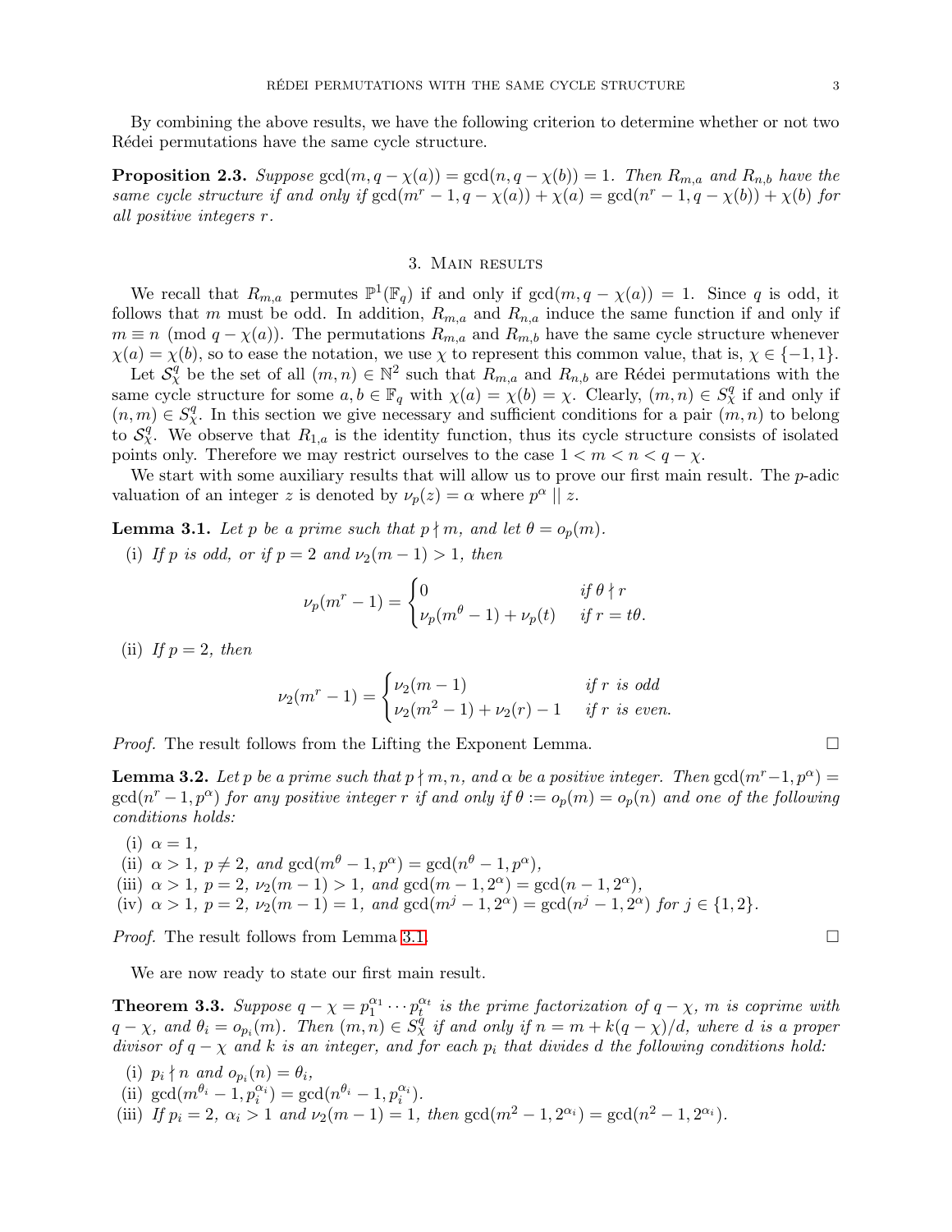By combining the above results, we have the following criterion to determine whether or not two Rédei permutations have the same cycle structure.

**Proposition 2.3.** *Suppose* $\gcd(m, q-\chi(a)) = \gcd(n, q-\chi(b)) = 1$*. Then* $R_{m,a}$ *and* $R_{n,b}$ *have the same cycle structure if and only if* $\gcd(m^r-1, q-\chi(a)) + \chi(a) = \gcd(n^r-1, q-\chi(b)) + \chi(b)$ *for all positive integers* $r$*.*

## 3. Main results

We recall that $R_{m,a}$ permutes $\mathbb{P}^1(\mathbb{F}_q)$ if and only if $\gcd(m, q-\chi(a)) = 1$. Since $q$ is odd, it follows that $m$ must be odd. In addition, $R_{m,a}$ and $R_{n,a}$ induce the same function if and only if $m \equiv n \pmod{q-\chi(a)}$. The permutations $R_{m,a}$ and $R_{m,b}$ have the same cycle structure whenever $\chi(a) = \chi(b)$, so to ease the notation, we use $\chi$ to represent this common value, that is, $\chi \in \{-1, 1\}$.

Let $\mathcal{S}^q_\chi$ be the set of all $(m,n) \in \mathbb{N}^2$ such that $R_{m,a}$ and $R_{n,b}$ are Rédei permutations with the same cycle structure for some $a, b \in \mathbb{F}_q$ with $\chi(a) = \chi(b) = \chi$. Clearly, $(m,n) \in S^q_\chi$ if and only if $(n,m) \in S^q_\chi$. In this section we give necessary and sufficient conditions for a pair $(m,n)$ to belong to $\mathcal{S}^q_\chi$. We observe that $R_{1,a}$ is the identity function, thus its cycle structure consists of isolated points only. Therefore we may restrict ourselves to the case $1 < m < n < q - \chi$.

We start with some auxiliary results that will allow us to prove our first main result. The $p$-adic valuation of an integer $z$ is denoted by $\nu_p(z) = \alpha$ where $p^\alpha \parallel z$.

**Lemma 3.1.** *Let* $p$ *be a prime such that* $p \nmid m$*, and let* $\theta = o_p(m)$*.*

(i) *If* $p$ *is odd, or if* $p = 2$ *and* $\nu_2(m-1) > 1$*, then*

$$\nu_p(m^r - 1) = \begin{cases} 0 & \text{if } \theta \nmid r \\ \nu_p(m^\theta - 1) + \nu_p(t) & \text{if } r = t\theta. \end{cases}$$

(ii) *If* $p = 2$*, then*

$$\nu_2(m^r - 1) = \begin{cases} \nu_2(m-1) & \text{if } r \text{ is odd} \\ \nu_2(m^2-1) + \nu_2(r) - 1 & \text{if } r \text{ is even.} \end{cases}$$

*Proof.* The result follows from the Lifting the Exponent Lemma. $\square$

**Lemma 3.2.** *Let* $p$ *be a prime such that* $p \nmid m, n$*, and* $\alpha$ *be a positive integer. Then* $\gcd(m^r-1, p^\alpha) = \gcd(n^r-1, p^\alpha)$ *for any positive integer* $r$ *if and only if* $\theta := o_p(m) = o_p(n)$ *and one of the following conditions holds:*

(i) $\alpha = 1$*,*
(ii) $\alpha > 1$*,* $p \neq 2$*, and* $\gcd(m^\theta - 1, p^\alpha) = \gcd(n^\theta - 1, p^\alpha)$*,*
(iii) $\alpha > 1$*,* $p = 2$*,* $\nu_2(m-1) > 1$*, and* $\gcd(m-1, 2^\alpha) = \gcd(n-1, 2^\alpha)$*,*
(iv) $\alpha > 1$*,* $p = 2$*,* $\nu_2(m-1) = 1$*, and* $\gcd(m^j - 1, 2^\alpha) = \gcd(n^j - 1, 2^\alpha)$ *for* $j \in \{1, 2\}$*.*

*Proof.* The result follows from Lemma 3.1. $\square$

We are now ready to state our first main result.

**Theorem 3.3.** *Suppose* $q - \chi = p_1^{\alpha_1} \cdots p_t^{\alpha_t}$ *is the prime factorization of* $q - \chi$*,* $m$ *is coprime with* $q - \chi$*, and* $\theta_i = o_{p_i}(m)$*. Then* $(m,n) \in S^q_\chi$ *if and only if* $n = m + k(q-\chi)/d$*, where* $d$ *is a proper divisor of* $q - \chi$ *and* $k$ *is an integer, and for each* $p_i$ *that divides* $d$ *the following conditions hold:*

(i) $p_i \nmid n$ *and* $o_{p_i}(n) = \theta_i$*,*
(ii) $\gcd(m^{\theta_i} - 1, p_i^{\alpha_i}) = \gcd(n^{\theta_i} - 1, p_i^{\alpha_i})$*.*
(iii) *If* $p_i = 2$*,* $\alpha_i > 1$ *and* $\nu_2(m-1) = 1$*, then* $\gcd(m^2 - 1, 2^{\alpha_i}) = \gcd(n^2 - 1, 2^{\alpha_i})$*.*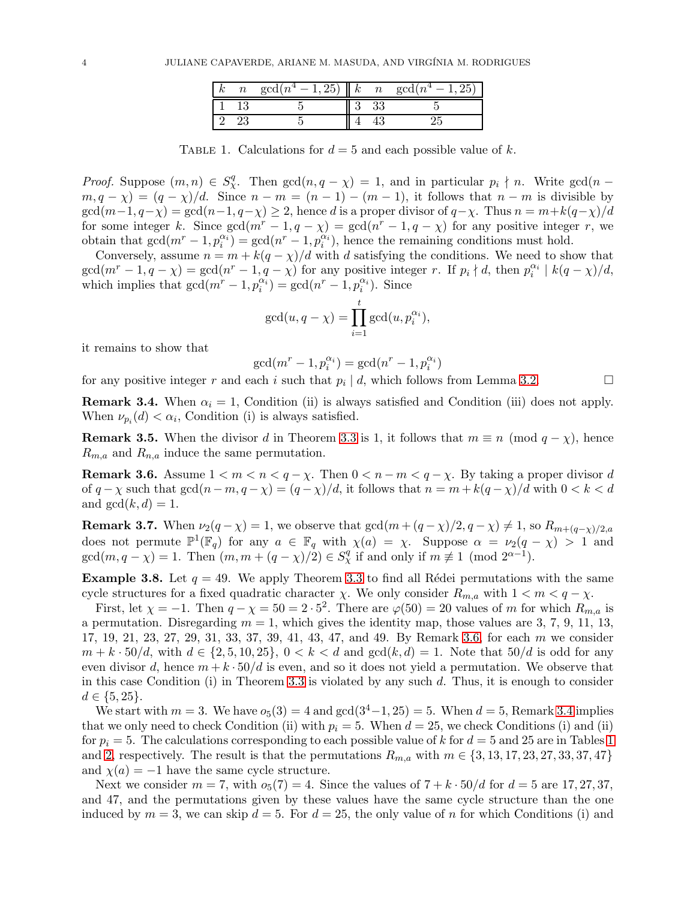| $k$ | $n$ | $\gcd(n^4-1,25)$ | $k$ | $n$ | $\gcd(n^4-1,25)$ |
|---|---|---|---|---|---|
| 1 | 13 | 5 | 3 | 33 | 5 |
| 2 | 23 | 5 | 4 | 43 | 25 |

Table 1. Calculations for $d=5$ and each possible value of $k$.

*Proof.* Suppose $(m,n) \in S^q_\chi$. Then $\gcd(n, q-\chi) = 1$, and in particular $p_i \nmid n$. Write $\gcd(n-m, q-\chi) = (q-\chi)/d$. Since $n-m = (n-1)-(m-1)$, it follows that $n-m$ is divisible by $\gcd(m-1, q-\chi) = \gcd(n-1, q-\chi) \geq 2$, hence $d$ is a proper divisor of $q-\chi$. Thus $n = m + k(q-\chi)/d$ for some integer $k$. Since $\gcd(m^r-1, q-\chi) = \gcd(n^r-1, q-\chi)$ for any positive integer $r$, we obtain that $\gcd(m^r-1, p_i^{\alpha_i}) = \gcd(n^r-1, p_i^{\alpha_i})$, hence the remaining conditions must hold.

Conversely, assume $n = m + k(q-\chi)/d$ with $d$ satisfying the conditions. We need to show that $\gcd(m^r-1, q-\chi) = \gcd(n^r-1, q-\chi)$ for any positive integer $r$. If $p_i \nmid d$, then $p_i^{\alpha_i} \mid k(q-\chi)/d$, which implies that $\gcd(m^r-1, p_i^{\alpha_i}) = \gcd(n^r-1, p_i^{\alpha_i})$. Since

$$\gcd(u, q-\chi) = \prod_{i=1}^{t} \gcd(u, p_i^{\alpha_i}),$$

it remains to show that

$$\gcd(m^r-1, p_i^{\alpha_i}) = \gcd(n^r-1, p_i^{\alpha_i})$$

for any positive integer $r$ and each $i$ such that $p_i \mid d$, which follows from Lemma 3.2. $\square$

**Remark 3.4.** When $\alpha_i = 1$, Condition (ii) is always satisfied and Condition (iii) does not apply. When $\nu_{p_i}(d) < \alpha_i$, Condition (i) is always satisfied.

**Remark 3.5.** When the divisor $d$ in Theorem 3.3 is 1, it follows that $m \equiv n \pmod{q-\chi}$, hence $R_{m,a}$ and $R_{n,a}$ induce the same permutation.

**Remark 3.6.** Assume $1 < m < n < q-\chi$. Then $0 < n-m < q-\chi$. By taking a proper divisor $d$ of $q-\chi$ such that $\gcd(n-m, q-\chi) = (q-\chi)/d$, it follows that $n = m + k(q-\chi)/d$ with $0 < k < d$ and $\gcd(k,d) = 1$.

**Remark 3.7.** When $\nu_2(q-\chi) = 1$, we observe that $\gcd(m + (q-\chi)/2, q-\chi) \neq 1$, so $R_{m+(q-\chi)/2,a}$ does not permute $\mathbb{P}^1(\mathbb{F}_q)$ for any $a \in \mathbb{F}_q$ with $\chi(a) = \chi$. Suppose $\alpha = \nu_2(q-\chi) > 1$ and $\gcd(m, q-\chi) = 1$. Then $(m, m + (q-\chi)/2) \in S^q_\chi$ if and only if $m \not\equiv 1 \pmod{2^{\alpha-1}}$.

**Example 3.8.** Let $q = 49$. We apply Theorem 3.3 to find all Rédei permutations with the same cycle structures for a fixed quadratic character $\chi$. We only consider $R_{m,a}$ with $1 < m < q-\chi$.

First, let $\chi = -1$. Then $q - \chi = 50 = 2 \cdot 5^2$. There are $\varphi(50) = 20$ values of $m$ for which $R_{m,a}$ is a permutation. Disregarding $m = 1$, which gives the identity map, those values are 3, 7, 9, 11, 13, 17, 19, 21, 23, 27, 29, 31, 33, 37, 39, 41, 43, 47, and 49. By Remark 3.6, for each $m$ we consider $m + k \cdot 50/d$, with $d \in \{2, 5, 10, 25\}$, $0 < k < d$ and $\gcd(k,d) = 1$. Note that $50/d$ is odd for any even divisor $d$, hence $m + k \cdot 50/d$ is even, and so it does not yield a permutation. We observe that in this case Condition (i) in Theorem 3.3 is violated by any such $d$. Thus, it is enough to consider $d \in \{5, 25\}$.

We start with $m = 3$. We have $o_5(3) = 4$ and $\gcd(3^4-1, 25) = 5$. When $d = 5$, Remark 3.4 implies that we only need to check Condition (ii) with $p_i = 5$. When $d = 25$, we check Conditions (i) and (ii) for $p_i = 5$. The calculations corresponding to each possible value of $k$ for $d = 5$ and 25 are in Tables 1 and 2, respectively. The result is that the permutations $R_{m,a}$ with $m \in \{3, 13, 17, 23, 27, 33, 37, 47\}$ and $\chi(a) = -1$ have the same cycle structure.

Next we consider $m = 7$, with $o_5(7) = 4$. Since the values of $7 + k \cdot 50/d$ for $d = 5$ are 17, 27, 37, and 47, and the permutations given by these values have the same cycle structure than the one induced by $m = 3$, we can skip $d = 5$. For $d = 25$, the only value of $n$ for which Conditions (i) and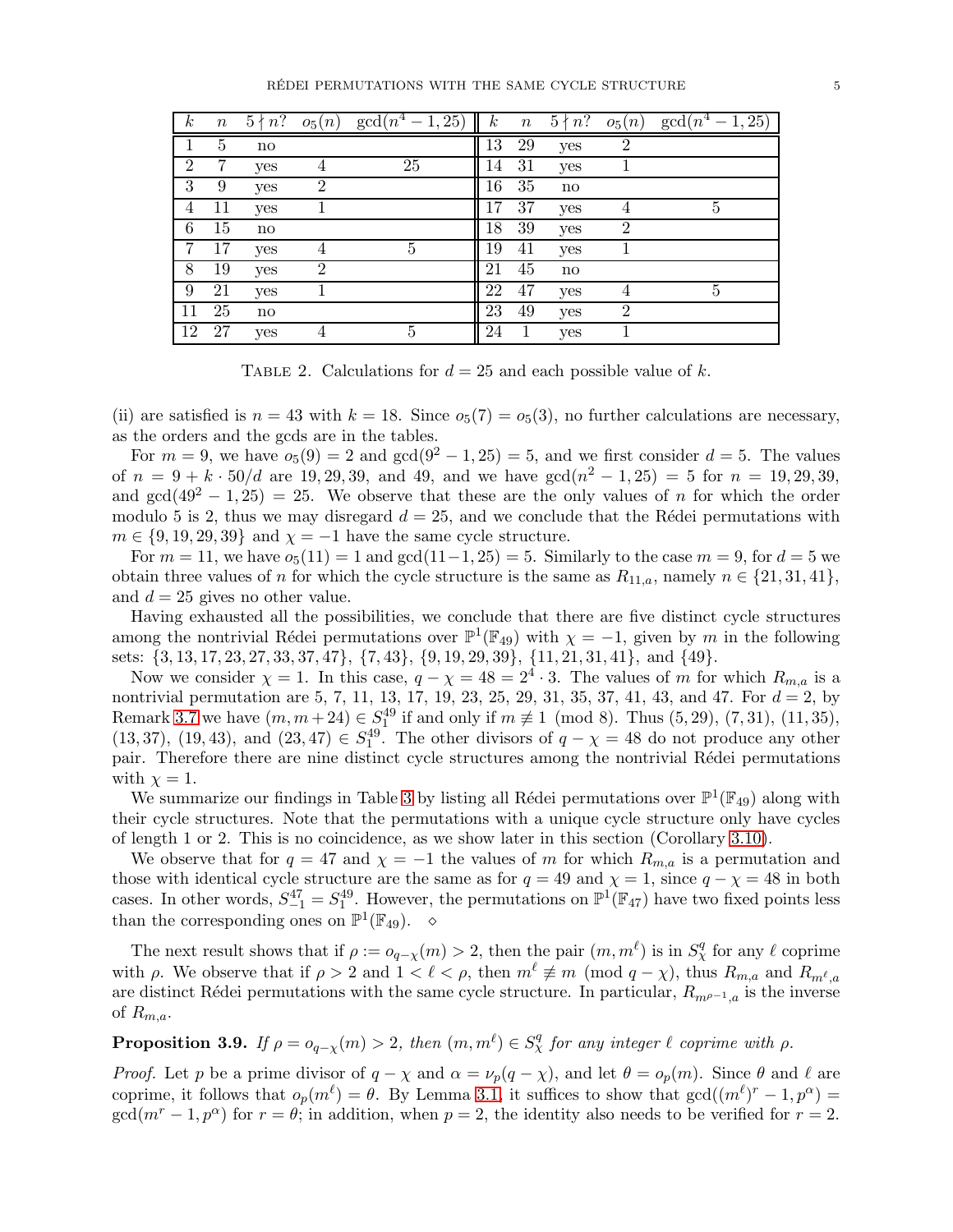| $k$ | $n$ | $5 \nmid n$? | $o_5(n)$ | $\gcd(n^4-1, 25)$ | $k$ | $n$ | $5 \nmid n$? | $o_5(n)$ | $\gcd(n^4-1, 25)$ |
|---|---|---|---|---|---|---|---|---|---|
| 1 | 5 | no | | | 13 | 29 | yes | 2 | |
| 2 | 7 | yes | 4 | 25 | 14 | 31 | yes | 1 | |
| 3 | 9 | yes | 2 | | 16 | 35 | no | | |
| 4 | 11 | yes | 1 | | 17 | 37 | yes | 4 | 5 |
| 6 | 15 | no | | | 18 | 39 | yes | 2 | |
| 7 | 17 | yes | 4 | 5 | 19 | 41 | yes | 1 | |
| 8 | 19 | yes | 2 | | 21 | 45 | no | | |
| 9 | 21 | yes | 1 | | 22 | 47 | yes | 4 | 5 |
| 11 | 25 | no | | | 23 | 49 | yes | 2 | |
| 12 | 27 | yes | 4 | 5 | 24 | 1 | yes | 1 | |

Table 2. Calculations for $d = 25$ and each possible value of $k$.

(ii) are satisfied is $n = 43$ with $k = 18$. Since $o_5(7) = o_5(3)$, no further calculations are necessary, as the orders and the gcds are in the tables.

For $m = 9$, we have $o_5(9) = 2$ and $\gcd(9^2 - 1, 25) = 5$, and we first consider $d = 5$. The values of $n = 9 + k \cdot 50/d$ are $19, 29, 39$, and $49$, and we have $\gcd(n^2 - 1, 25) = 5$ for $n = 19, 29, 39$, and $\gcd(49^2 - 1, 25) = 25$. We observe that these are the only values of $n$ for which the order modulo 5 is 2, thus we may disregard $d = 25$, and we conclude that the Rédei permutations with $m \in \{9, 19, 29, 39\}$ and $\chi = -1$ have the same cycle structure.

For $m = 11$, we have $o_5(11) = 1$ and $\gcd(11-1, 25) = 5$. Similarly to the case $m = 9$, for $d = 5$ we obtain three values of $n$ for which the cycle structure is the same as $R_{11,a}$, namely $n \in \{21, 31, 41\}$, and $d = 25$ gives no other value.

Having exhausted all the possibilities, we conclude that there are five distinct cycle structures among the nontrivial Rédei permutations over $\mathbb{P}^1(\mathbb{F}_{49})$ with $\chi = -1$, given by $m$ in the following sets: $\{3, 13, 17, 23, 27, 33, 37, 47\}$, $\{7, 43\}$, $\{9, 19, 29, 39\}$, $\{11, 21, 31, 41\}$, and $\{49\}$.

Now we consider $\chi = 1$. In this case, $q - \chi = 48 = 2^4 \cdot 3$. The values of $m$ for which $R_{m,a}$ is a nontrivial permutation are 5, 7, 11, 13, 17, 19, 23, 25, 29, 31, 35, 37, 41, 43, and 47. For $d = 2$, by Remark 3.7 we have $(m, m+24) \in S_1^{49}$ if and only if $m \not\equiv 1 \pmod 8$. Thus $(5, 29)$, $(7, 31)$, $(11, 35)$, $(13, 37)$, $(19, 43)$, and $(23, 47) \in S_1^{49}$. The other divisors of $q - \chi = 48$ do not produce any other pair. Therefore there are nine distinct cycle structures among the nontrivial Rédei permutations with $\chi = 1$.

We summarize our findings in Table 3 by listing all Rédei permutations over $\mathbb{P}^1(\mathbb{F}_{49})$ along with their cycle structures. Note that the permutations with a unique cycle structure only have cycles of length 1 or 2. This is no coincidence, as we show later in this section (Corollary 3.10).

We observe that for $q = 47$ and $\chi = -1$ the values of $m$ for which $R_{m,a}$ is a permutation and those with identical cycle structure are the same as for $q = 49$ and $\chi = 1$, since $q - \chi = 48$ in both cases. In other words, $S_{-1}^{47} = S_1^{49}$. However, the permutations on $\mathbb{P}^1(\mathbb{F}_{47})$ have two fixed points less than the corresponding ones on $\mathbb{P}^1(\mathbb{F}_{49})$. $\diamond$

The next result shows that if $\rho := o_{q-\chi}(m) > 2$, then the pair $(m, m^\ell)$ is in $S_\chi^q$ for any $\ell$ coprime with $\rho$. We observe that if $\rho > 2$ and $1 < \ell < \rho$, then $m^\ell \not\equiv m \pmod{q - \chi}$, thus $R_{m,a}$ and $R_{m^\ell,a}$ are distinct Rédei permutations with the same cycle structure. In particular, $R_{m^{\rho-1},a}$ is the inverse of $R_{m,a}$.

**Proposition 3.9.** *If $\rho = o_{q-\chi}(m) > 2$, then $(m, m^\ell) \in S_\chi^q$ for any integer $\ell$ coprime with $\rho$.*

*Proof.* Let $p$ be a prime divisor of $q - \chi$ and $\alpha = \nu_p(q - \chi)$, and let $\theta = o_p(m)$. Since $\theta$ and $\ell$ are coprime, it follows that $o_p(m^\ell) = \theta$. By Lemma 3.1, it suffices to show that $\gcd((m^\ell)^r - 1, p^\alpha) = \gcd(m^r - 1, p^\alpha)$ for $r = \theta$; in addition, when $p = 2$, the identity also needs to be verified for $r = 2$.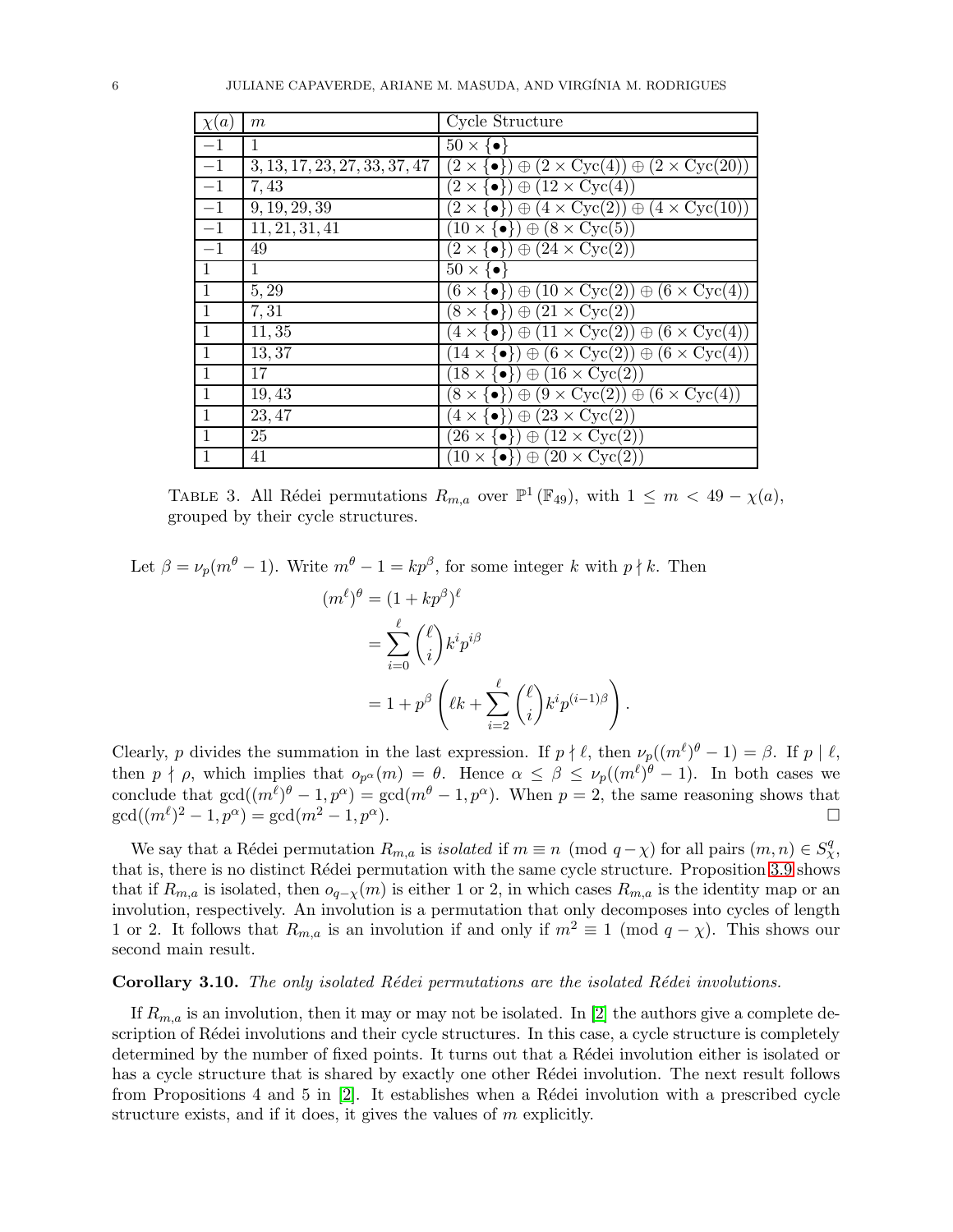| $\chi(a)$ | $m$ | Cycle Structure |
|---|---|---|
| $-1$ | $1$ | $50 \times \{\bullet\}$ |
| $-1$ | $3, 13, 17, 23, 27, 33, 37, 47$ | $(2 \times \{\bullet\}) \oplus (2 \times \mathrm{Cyc}(4)) \oplus (2 \times \mathrm{Cyc}(20))$ |
| $-1$ | $7, 43$ | $(2 \times \{\bullet\}) \oplus (12 \times \mathrm{Cyc}(4))$ |
| $-1$ | $9, 19, 29, 39$ | $(2 \times \{\bullet\}) \oplus (4 \times \mathrm{Cyc}(2)) \oplus (4 \times \mathrm{Cyc}(10))$ |
| $-1$ | $11, 21, 31, 41$ | $(10 \times \{\bullet\}) \oplus (8 \times \mathrm{Cyc}(5))$ |
| $-1$ | $49$ | $(2 \times \{\bullet\}) \oplus (24 \times \mathrm{Cyc}(2))$ |
| $1$ | $1$ | $50 \times \{\bullet\}$ |
| $1$ | $5, 29$ | $(6 \times \{\bullet\}) \oplus (10 \times \mathrm{Cyc}(2)) \oplus (6 \times \mathrm{Cyc}(4))$ |
| $1$ | $7, 31$ | $(8 \times \{\bullet\}) \oplus (21 \times \mathrm{Cyc}(2))$ |
| $1$ | $11, 35$ | $(4 \times \{\bullet\}) \oplus (11 \times \mathrm{Cyc}(2)) \oplus (6 \times \mathrm{Cyc}(4))$ |
| $1$ | $13, 37$ | $(14 \times \{\bullet\}) \oplus (6 \times \mathrm{Cyc}(2)) \oplus (6 \times \mathrm{Cyc}(4))$ |
| $1$ | $17$ | $(18 \times \{\bullet\}) \oplus (16 \times \mathrm{Cyc}(2))$ |
| $1$ | $19, 43$ | $(8 \times \{\bullet\}) \oplus (9 \times \mathrm{Cyc}(2)) \oplus (6 \times \mathrm{Cyc}(4))$ |
| $1$ | $23, 47$ | $(4 \times \{\bullet\}) \oplus (23 \times \mathrm{Cyc}(2))$ |
| $1$ | $25$ | $(26 \times \{\bullet\}) \oplus (12 \times \mathrm{Cyc}(2))$ |
| $1$ | $41$ | $(10 \times \{\bullet\}) \oplus (20 \times \mathrm{Cyc}(2))$ |

TABLE 3. All Rédei permutations $R_{m,a}$ over $\mathbb{P}^1(\mathbb{F}_{49})$, with $1 \le m < 49 - \chi(a)$, grouped by their cycle structures.

Let $\beta = \nu_p(m^\theta - 1)$. Write $m^\theta - 1 = kp^\beta$, for some integer $k$ with $p \nmid k$. Then

$$
\begin{aligned}
(m^\ell)^\theta &= (1 + kp^\beta)^\ell \\
&= \sum_{i=0}^{\ell} \binom{\ell}{i} k^i p^{i\beta} \\
&= 1 + p^\beta \left( \ell k + \sum_{i=2}^{\ell} \binom{\ell}{i} k^i p^{(i-1)\beta} \right).
\end{aligned}
$$

Clearly, $p$ divides the summation in the last expression. If $p \nmid \ell$, then $\nu_p((m^\ell)^\theta - 1) = \beta$. If $p \mid \ell$, then $p \nmid \rho$, which implies that $o_{p^\alpha}(m) = \theta$. Hence $\alpha \le \beta \le \nu_p((m^\ell)^\theta - 1)$. In both cases we conclude that $\gcd((m^\ell)^\theta - 1, p^\alpha) = \gcd(m^\theta - 1, p^\alpha)$. When $p = 2$, the same reasoning shows that $\gcd((m^\ell)^2 - 1, p^\alpha) = \gcd(m^2 - 1, p^\alpha)$. $\square$

We say that a Rédei permutation $R_{m,a}$ is *isolated* if $m \equiv n \pmod{q - \chi}$ for all pairs $(m, n) \in S_\chi^q$, that is, there is no distinct Rédei permutation with the same cycle structure. Proposition 3.9 shows that if $R_{m,a}$ is isolated, then $o_{q-\chi}(m)$ is either 1 or 2, in which cases $R_{m,a}$ is the identity map or an involution, respectively. An involution is a permutation that only decomposes into cycles of length 1 or 2. It follows that $R_{m,a}$ is an involution if and only if $m^2 \equiv 1 \pmod{q - \chi}$. This shows our second main result.

**Corollary 3.10.** *The only isolated Rédei permutations are the isolated Rédei involutions.*

If $R_{m,a}$ is an involution, then it may or may not be isolated. In [2] the authors give a complete description of Rédei involutions and their cycle structures. In this case, a cycle structure is completely determined by the number of fixed points. It turns out that a Rédei involution either is isolated or has a cycle structure that is shared by exactly one other Rédei involution. The next result follows from Propositions 4 and 5 in [2]. It establishes when a Rédei involution with a prescribed cycle structure exists, and if it does, it gives the values of $m$ explicitly.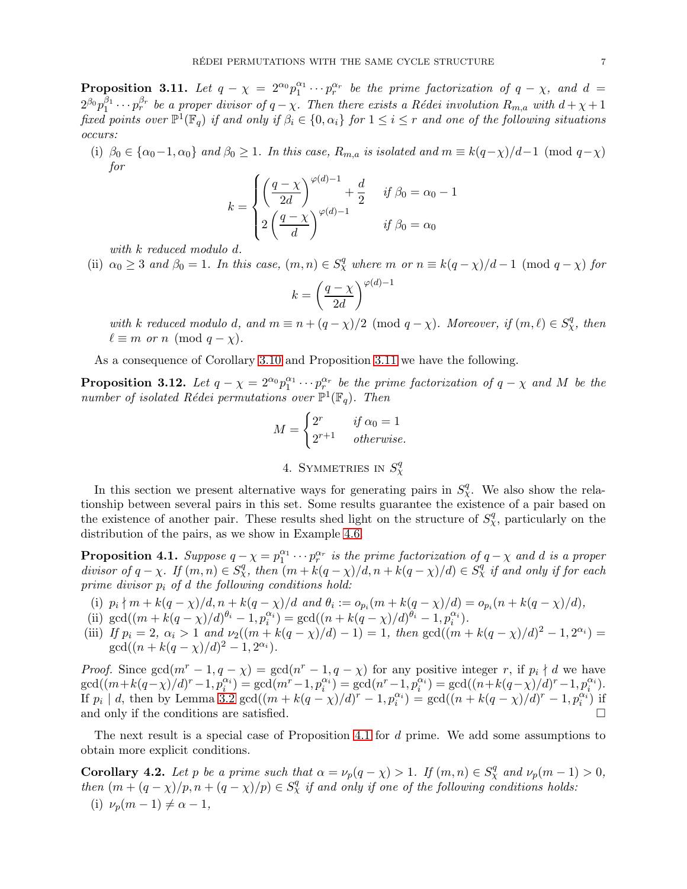**Proposition 3.11.** *Let $q-\chi = 2^{\alpha_0}p_1^{\alpha_1}\cdots p_r^{\alpha_r}$ be the prime factorization of $q-\chi$, and $d = 2^{\beta_0}p_1^{\beta_1}\cdots p_r^{\beta_r}$ be a proper divisor of $q-\chi$. Then there exists a Rédei involution $R_{m,a}$ with $d+\chi+1$ fixed points over $\mathbb{P}^1(\mathbb{F}_q)$ if and only if $\beta_i \in \{0,\alpha_i\}$ for $1 \le i \le r$ and one of the following situations occurs:*

(i) *$\beta_0 \in \{\alpha_0-1, \alpha_0\}$ and $\beta_0 \ge 1$. In this case, $R_{m,a}$ is isolated and $m \equiv k(q-\chi)/d - 1 \pmod{q-\chi}$ for*

$$k = \begin{cases} \left(\dfrac{q-\chi}{2d}\right)^{\varphi(d)-1} + \dfrac{d}{2} & \text{if } \beta_0 = \alpha_0 - 1 \\ 2\left(\dfrac{q-\chi}{d}\right)^{\varphi(d)-1} & \text{if } \beta_0 = \alpha_0 \end{cases}$$

*with $k$ reduced modulo $d$.*

(ii) *$\alpha_0 \ge 3$ and $\beta_0 = 1$. In this case, $(m,n) \in S_\chi^q$ where $m$ or $n \equiv k(q-\chi)/d - 1 \pmod{q-\chi}$ for*

$$k = \left(\frac{q-\chi}{2d}\right)^{\varphi(d)-1}$$

*with $k$ reduced modulo $d$, and $m \equiv n + (q-\chi)/2 \pmod{q-\chi}$. Moreover, if $(m,\ell) \in S_\chi^q$, then $\ell \equiv m$ or $n \pmod{q-\chi}$.*

As a consequence of Corollary 3.10 and Proposition 3.11 we have the following.

**Proposition 3.12.** *Let $q-\chi = 2^{\alpha_0}p_1^{\alpha_1}\cdots p_r^{\alpha_r}$ be the prime factorization of $q-\chi$ and $M$ be the number of isolated Rédei permutations over $\mathbb{P}^1(\mathbb{F}_q)$. Then*

$$M = \begin{cases} 2^r & \text{if } \alpha_0 = 1 \\ 2^{r+1} & \text{otherwise.} \end{cases}$$

## 4. Symmetries in $S_\chi^q$

In this section we present alternative ways for generating pairs in $S_\chi^q$. We also show the relationship between several pairs in this set. Some results guarantee the existence of a pair based on the existence of another pair. These results shed light on the structure of $S_\chi^q$, particularly on the distribution of the pairs, as we show in Example 4.6.

**Proposition 4.1.** *Suppose $q-\chi = p_1^{\alpha_1}\cdots p_r^{\alpha_r}$ is the prime factorization of $q-\chi$ and $d$ is a proper divisor of $q-\chi$. If $(m,n) \in S_\chi^q$, then $(m+k(q-\chi)/d, n+k(q-\chi)/d) \in S_\chi^q$ if and only if for each prime divisor $p_i$ of $d$ the following conditions hold:*

(i) *$p_i \nmid m+k(q-\chi)/d, n+k(q-\chi)/d$ and $\theta_i := o_{p_i}(m+k(q-\chi)/d) = o_{p_i}(n+k(q-\chi)/d)$,*

(ii) *$\gcd((m+k(q-\chi)/d)^{\theta_i}-1, p_i^{\alpha_i}) = \gcd((n+k(q-\chi)/d)^{\theta_i}-1, p_i^{\alpha_i})$.*

(iii) *If $p_i = 2$, $\alpha_i > 1$ and $\nu_2((m+k(q-\chi)/d)-1) = 1$, then $\gcd((m+k(q-\chi)/d)^2-1, 2^{\alpha_i}) = \gcd((n+k(q-\chi)/d)^2-1, 2^{\alpha_i})$.*

*Proof.* Since $\gcd(m^r-1, q-\chi) = \gcd(n^r-1, q-\chi)$ for any positive integer $r$, if $p_i \nmid d$ we have $\gcd((m+k(q-\chi)/d)^r-1, p_i^{\alpha_i}) = \gcd(m^r-1, p_i^{\alpha_i}) = \gcd(n^r-1, p_i^{\alpha_i}) = \gcd((n+k(q-\chi)/d)^r-1, p_i^{\alpha_i})$. If $p_i \mid d$, then by Lemma 3.2 $\gcd((m+k(q-\chi)/d)^r-1, p_i^{\alpha_i}) = \gcd((n+k(q-\chi)/d)^r-1, p_i^{\alpha_i})$ if and only if the conditions are satisfied. □

The next result is a special case of Proposition 4.1 for $d$ prime. We add some assumptions to obtain more explicit conditions.

**Corollary 4.2.** *Let $p$ be a prime such that $\alpha = \nu_p(q-\chi) > 1$. If $(m,n) \in S_\chi^q$ and $\nu_p(m-1) > 0$, then $(m+(q-\chi)/p, n+(q-\chi)/p) \in S_\chi^q$ if and only if one of the following conditions holds:*

(i) *$\nu_p(m-1) \neq \alpha - 1$,*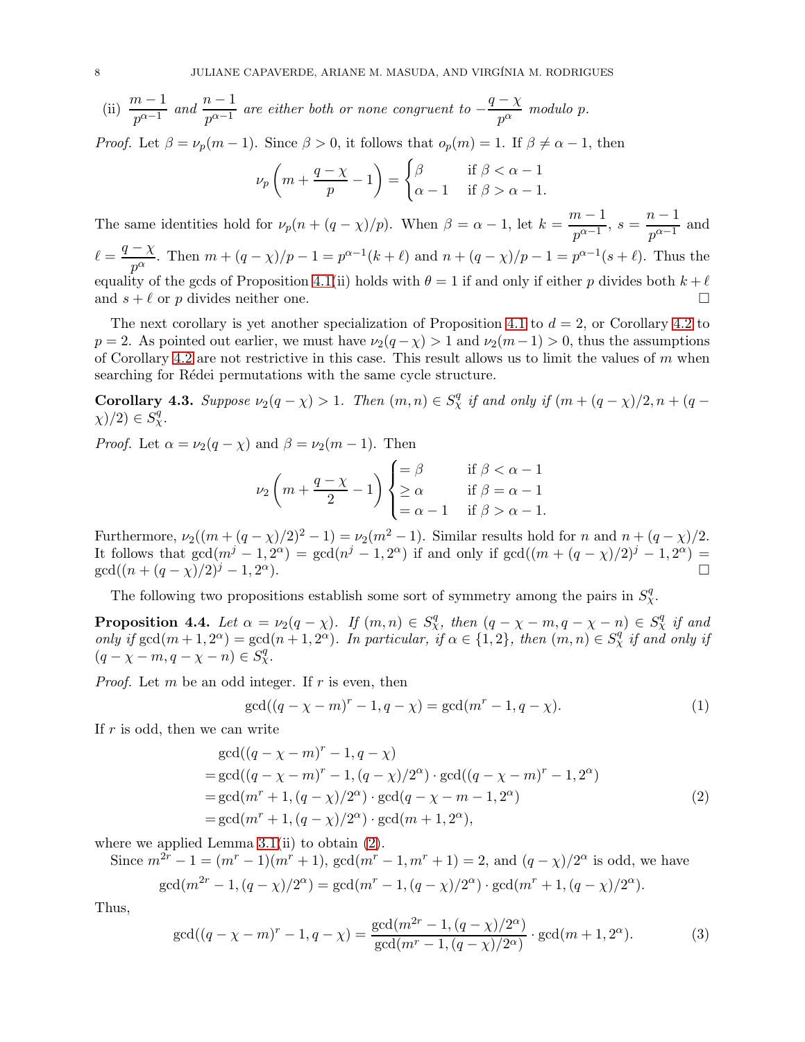(ii) $\dfrac{m-1}{p^{\alpha-1}}$ *and* $\dfrac{n-1}{p^{\alpha-1}}$ *are either both or none congruent to* $-\dfrac{q-\chi}{p^{\alpha}}$ *modulo* $p$.

*Proof.* Let $\beta = \nu_p(m-1)$. Since $\beta > 0$, it follows that $o_p(m) = 1$. If $\beta \neq \alpha - 1$, then

$$\nu_p\left(m + \frac{q-\chi}{p} - 1\right) = \begin{cases} \beta & \text{if } \beta < \alpha - 1 \\ \alpha - 1 & \text{if } \beta > \alpha - 1. \end{cases}$$

The same identities hold for $\nu_p(n + (q-\chi)/p)$. When $\beta = \alpha - 1$, let $k = \dfrac{m-1}{p^{\alpha-1}}$, $s = \dfrac{n-1}{p^{\alpha-1}}$ and $\ell = \dfrac{q-\chi}{p^{\alpha}}$. Then $m + (q-\chi)/p - 1 = p^{\alpha-1}(k+\ell)$ and $n + (q-\chi)/p - 1 = p^{\alpha-1}(s+\ell)$. Thus the equality of the gcds of Proposition 4.1(ii) holds with $\theta = 1$ if and only if either $p$ divides both $k+\ell$ and $s+\ell$ or $p$ divides neither one. $\square$

The next corollary is yet another specialization of Proposition 4.1 to $d = 2$, or Corollary 4.2 to $p = 2$. As pointed out earlier, we must have $\nu_2(q-\chi) > 1$ and $\nu_2(m-1) > 0$, thus the assumptions of Corollary 4.2 are not restrictive in this case. This result allows us to limit the values of $m$ when searching for Rédei permutations with the same cycle structure.

**Corollary 4.3.** *Suppose* $\nu_2(q-\chi) > 1$. *Then* $(m,n) \in S_\chi^q$ *if and only if* $(m + (q-\chi)/2, n + (q-\chi)/2) \in S_\chi^q$.

*Proof.* Let $\alpha = \nu_2(q-\chi)$ and $\beta = \nu_2(m-1)$. Then

$$\nu_2\left(m + \frac{q-\chi}{2} - 1\right) \begin{cases} = \beta & \text{if } \beta < \alpha - 1 \\ \geq \alpha & \text{if } \beta = \alpha - 1 \\ = \alpha - 1 & \text{if } \beta > \alpha - 1. \end{cases}$$

Furthermore, $\nu_2((m + (q-\chi)/2)^2 - 1) = \nu_2(m^2 - 1)$. Similar results hold for $n$ and $n + (q-\chi)/2$. It follows that $\gcd(m^j - 1, 2^\alpha) = \gcd(n^j - 1, 2^\alpha)$ if and only if $\gcd((m + (q-\chi)/2)^j - 1, 2^\alpha) = \gcd((n + (q-\chi)/2)^j - 1, 2^\alpha)$. $\square$

The following two propositions establish some sort of symmetry among the pairs in $S_\chi^q$.

**Proposition 4.4.** *Let* $\alpha = \nu_2(q-\chi)$. *If* $(m,n) \in S_\chi^q$, *then* $(q-\chi-m, q-\chi-n) \in S_\chi^q$ *if and only if* $\gcd(m+1, 2^\alpha) = \gcd(n+1, 2^\alpha)$. *In particular, if* $\alpha \in \{1, 2\}$, *then* $(m,n) \in S_\chi^q$ *if and only if* $(q-\chi-m, q-\chi-n) \in S_\chi^q$.

*Proof.* Let $m$ be an odd integer. If $r$ is even, then

$$\gcd((q-\chi-m)^r - 1, q-\chi) = \gcd(m^r - 1, q-\chi). \tag{1}$$

If $r$ is odd, then we can write

$$\begin{aligned} &\gcd((q-\chi-m)^r - 1, q-\chi) \\ =&\gcd((q-\chi-m)^r - 1, (q-\chi)/2^\alpha) \cdot \gcd((q-\chi-m)^r - 1, 2^\alpha) \\ =&\gcd(m^r + 1, (q-\chi)/2^\alpha) \cdot \gcd(q-\chi-m-1, 2^\alpha) \\ =&\gcd(m^r + 1, (q-\chi)/2^\alpha) \cdot \gcd(m+1, 2^\alpha), \end{aligned} \tag{2}$$

where we applied Lemma 3.1(ii) to obtain (2).

Since $m^{2r} - 1 = (m^r - 1)(m^r + 1)$, $\gcd(m^r - 1, m^r + 1) = 2$, and $(q-\chi)/2^\alpha$ is odd, we have

$$\gcd(m^{2r} - 1, (q-\chi)/2^\alpha) = \gcd(m^r - 1, (q-\chi)/2^\alpha) \cdot \gcd(m^r + 1, (q-\chi)/2^\alpha).$$

Thus,

$$\gcd((q-\chi-m)^r - 1, q-\chi) = \frac{\gcd(m^{2r} - 1, (q-\chi)/2^\alpha)}{\gcd(m^r - 1, (q-\chi)/2^\alpha)} \cdot \gcd(m+1, 2^\alpha). \tag{3}$$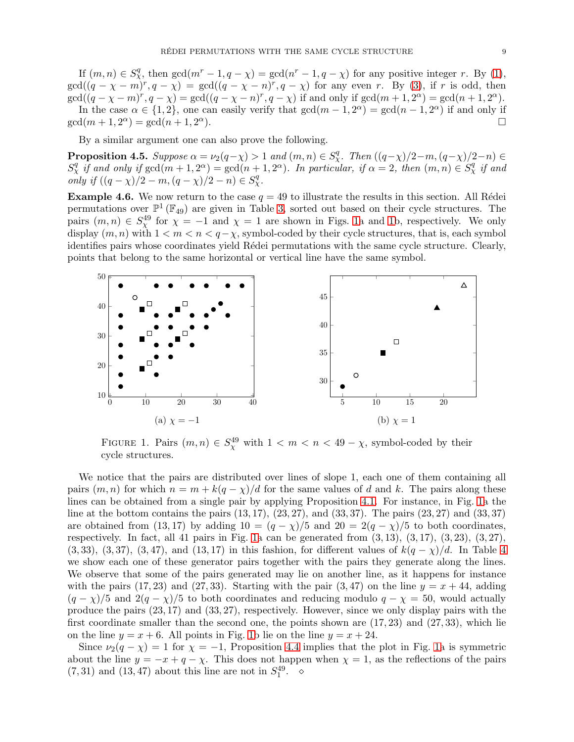If $(m,n) \in S^q_\chi$, then $\gcd(m^r - 1, q-\chi) = \gcd(n^r - 1, q-\chi)$ for any positive integer $r$. By (1), $\gcd((q-\chi-m)^r, q-\chi) = \gcd((q-\chi-n)^r, q-\chi)$ for any even $r$. By (3), if $r$ is odd, then $\gcd((q-\chi-m)^r, q-\chi) = \gcd((q-\chi-n)^r, q-\chi)$ if and only if $\gcd(m+1, 2^\alpha) = \gcd(n+1, 2^\alpha)$.

In the case $\alpha \in \{1,2\}$, one can easily verify that $\gcd(m-1, 2^\alpha) = \gcd(n-1, 2^\alpha)$ if and only if $\gcd(m+1, 2^\alpha) = \gcd(n+1, 2^\alpha)$. □

By a similar argument one can also prove the following.

**Proposition 4.5.** *Suppose $\alpha = \nu_2(q-\chi) > 1$ and $(m,n) \in S^q_\chi$. Then $((q-\chi)/2 - m, (q-\chi)/2 - n) \in S^q_\chi$ if and only if $\gcd(m+1, 2^\alpha) = \gcd(n+1, 2^\alpha)$. In particular, if $\alpha = 2$, then $(m,n) \in S^q_\chi$ if and only if $((q-\chi)/2 - m, (q-\chi)/2 - n) \in S^q_\chi$.*

**Example 4.6.** We now return to the case $q = 49$ to illustrate the results in this section. All Rédei permutations over $\mathbb{P}^1(\mathbb{F}_{49})$ are given in Table 3, sorted out based on their cycle structures. The pairs $(m,n) \in S^{49}_\chi$ for $\chi = -1$ and $\chi = 1$ are shown in Figs. 1a and 1b, respectively. We only display $(m,n)$ with $1 < m < n < q-\chi$, symbol-coded by their cycle structures, that is, each symbol identifies pairs whose coordinates yield Rédei permutations with the same cycle structure. Clearly, points that belong to the same horizontal or vertical line have the same symbol.

(a) $\chi = -1$

(b) $\chi = 1$

Figure 1. Pairs $(m,n) \in S^{49}_\chi$ with $1 < m < n < 49 - \chi$, symbol-coded by their cycle structures.

We notice that the pairs are distributed over lines of slope 1, each one of them containing all pairs $(m,n)$ for which $n = m + k(q-\chi)/d$ for the same values of $d$ and $k$. The pairs along these lines can be obtained from a single pair by applying Proposition 4.1. For instance, in Fig. 1a the line at the bottom contains the pairs $(13,17)$, $(23,27)$, and $(33,37)$. The pairs $(23,27)$ and $(33,37)$ are obtained from $(13,17)$ by adding $10 = (q-\chi)/5$ and $20 = 2(q-\chi)/5$ to both coordinates, respectively. In fact, all 41 pairs in Fig. 1a can be generated from $(3,13)$, $(3,17)$, $(3,23)$, $(3,27)$, $(3,33)$, $(3,37)$, $(3,47)$, and $(13,17)$ in this fashion, for different values of $k(q-\chi)/d$. In Table 4 we show each one of these generator pairs together with the pairs they generate along the lines. We observe that some of the pairs generated may lie on another line, as it happens for instance with the pairs $(17,23)$ and $(27,33)$. Starting with the pair $(3,47)$ on the line $y = x + 44$, adding $(q-\chi)/5$ and $2(q-\chi)/5$ to both coordinates and reducing modulo $q-\chi = 50$, would actually produce the pairs $(23,17)$ and $(33,27)$, respectively. However, since we only display pairs with the first coordinate smaller than the second one, the points shown are $(17,23)$ and $(27,33)$, which lie on the line $y = x + 6$. All points in Fig. 1b lie on the line $y = x + 24$.

Since $\nu_2(q-\chi) = 1$ for $\chi = -1$, Proposition 4.4 implies that the plot in Fig. 1a is symmetric about the line $y = -x + q - \chi$. This does not happen when $\chi = 1$, as the reflections of the pairs $(7,31)$ and $(13,47)$ about this line are not in $S^{49}_1$. ⋄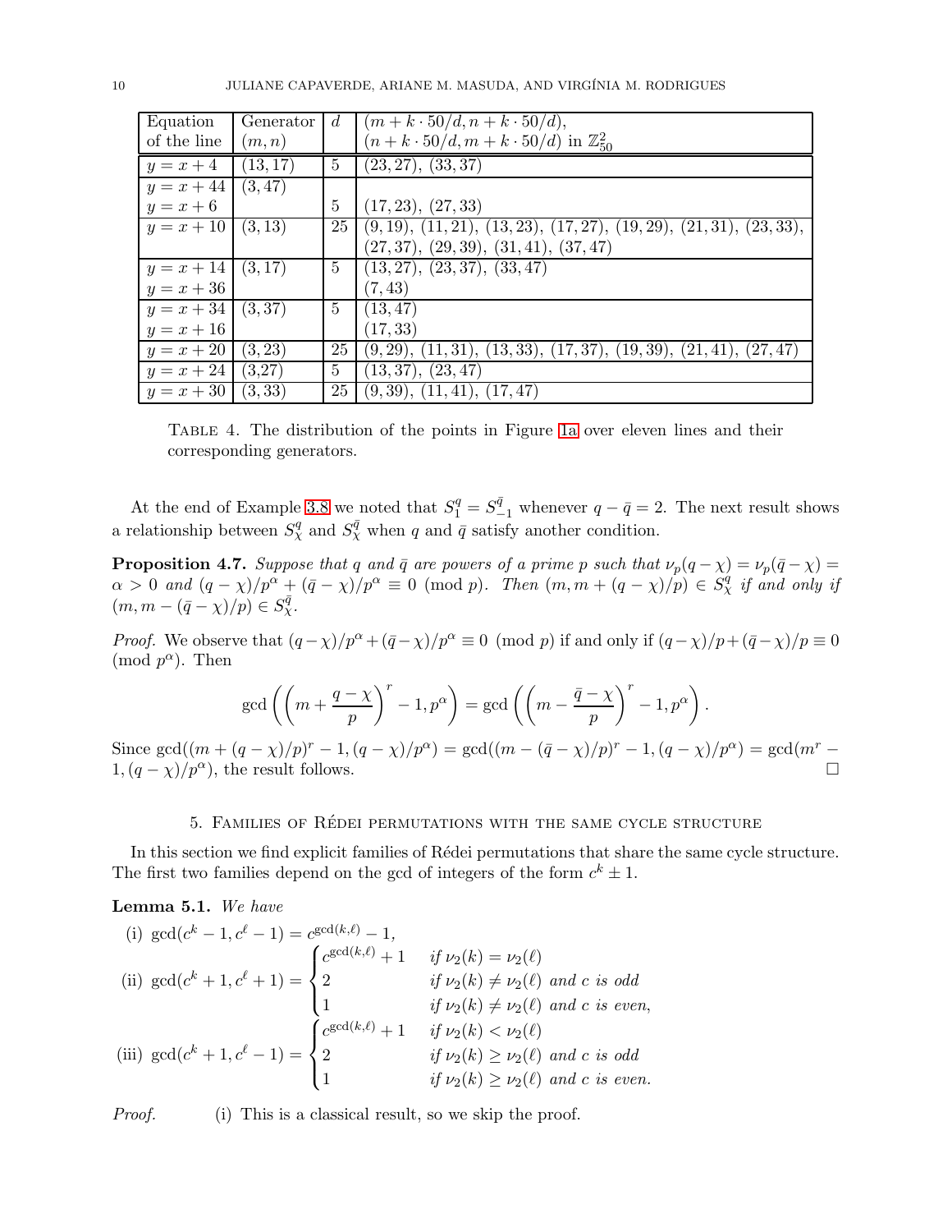| Equation of the line | Generator $(m,n)$ | $d$ | $(m+k\cdot 50/d, n+k\cdot 50/d)$, $(n+k\cdot 50/d, m+k\cdot 50/d)$ in $\mathbb{Z}_{50}^2$ |
|---|---|---|---|
| $y=x+4$ | $(13,17)$ | 5 | $(23,27)$, $(33,37)$ |
| $y=x+44$ | $(3,47)$ | | |
| $y=x+6$ | | 5 | $(17,23)$, $(27,33)$ |
| $y=x+10$ | $(3,13)$ | 25 | $(9,19)$, $(11,21)$, $(13,23)$, $(17,27)$, $(19,29)$, $(21,31)$, $(23,33)$, $(27,37)$, $(29,39)$, $(31,41)$, $(37,47)$ |
| $y=x+14$ | $(3,17)$ | 5 | $(13,27)$, $(23,37)$, $(33,47)$ |
| $y=x+36$ | | | $(7,43)$ |
| $y=x+34$ | $(3,37)$ | 5 | $(13,47)$ |
| $y=x+16$ | | | $(17,33)$ |
| $y=x+20$ | $(3,23)$ | 25 | $(9,29)$, $(11,31)$, $(13,33)$, $(17,37)$, $(19,39)$, $(21,41)$, $(27,47)$ |
| $y=x+24$ | $(3,27)$ | 5 | $(13,37)$, $(23,47)$ |
| $y=x+30$ | $(3,33)$ | 25 | $(9,39)$, $(11,41)$, $(17,47)$ |

Table 4. The distribution of the points in Figure 1a over eleven lines and their corresponding generators.

At the end of Example 3.8 we noted that $S_1^q = S_{-1}^{\bar{q}}$ whenever $q-\bar{q}=2$. The next result shows a relationship between $S_\chi^q$ and $S_\chi^{\bar{q}}$ when $q$ and $\bar{q}$ satisfy another condition.

**Proposition 4.7.** *Suppose that $q$ and $\bar{q}$ are powers of a prime $p$ such that $\nu_p(q-\chi)=\nu_p(\bar{q}-\chi)=\alpha>0$ and $(q-\chi)/p^\alpha+(\bar{q}-\chi)/p^\alpha \equiv 0 \pmod p$. Then $(m, m+(q-\chi)/p)\in S_\chi^q$ if and only if $(m, m-(\bar{q}-\chi)/p)\in S_\chi^{\bar{q}}$.*

*Proof.* We observe that $(q-\chi)/p^\alpha+(\bar{q}-\chi)/p^\alpha \equiv 0 \pmod p$ if and only if $(q-\chi)/p+(\bar{q}-\chi)/p\equiv 0 \pmod{p^\alpha}$. Then

$$\gcd\left(\left(m+\frac{q-\chi}{p}\right)^r-1, p^\alpha\right)=\gcd\left(\left(m-\frac{\bar{q}-\chi}{p}\right)^r-1, p^\alpha\right).$$

Since $\gcd((m+(q-\chi)/p)^r-1,(q-\chi)/p^\alpha)=\gcd((m-(\bar{q}-\chi)/p)^r-1,(q-\chi)/p^\alpha)=\gcd(m^r-1,(q-\chi)/p^\alpha)$, the result follows. □

## 5. Families of Rédei permutations with the same cycle structure

In this section we find explicit families of Rédei permutations that share the same cycle structure. The first two families depend on the gcd of integers of the form $c^k\pm 1$.

**Lemma 5.1.** *We have*

(i) $\gcd(c^k-1, c^\ell-1)=c^{\gcd(k,\ell)}-1$,

(ii) $\gcd(c^k+1,c^\ell+1)=\begin{cases} c^{\gcd(k,\ell)}+1 & \text{if } \nu_2(k)=\nu_2(\ell)\\ 2 & \text{if } \nu_2(k)\neq\nu_2(\ell) \text{ and } c \text{ is odd}\\ 1 & \text{if } \nu_2(k)\neq\nu_2(\ell) \text{ and } c \text{ is even,}\end{cases}$

(iii) $\gcd(c^k+1,c^\ell-1)=\begin{cases} c^{\gcd(k,\ell)}+1 & \text{if } \nu_2(k)<\nu_2(\ell)\\ 2 & \text{if } \nu_2(k)\geq\nu_2(\ell) \text{ and } c \text{ is odd}\\ 1 & \text{if } \nu_2(k)\geq\nu_2(\ell) \text{ and } c \text{ is even.}\end{cases}$

*Proof.* (i) This is a classical result, so we skip the proof.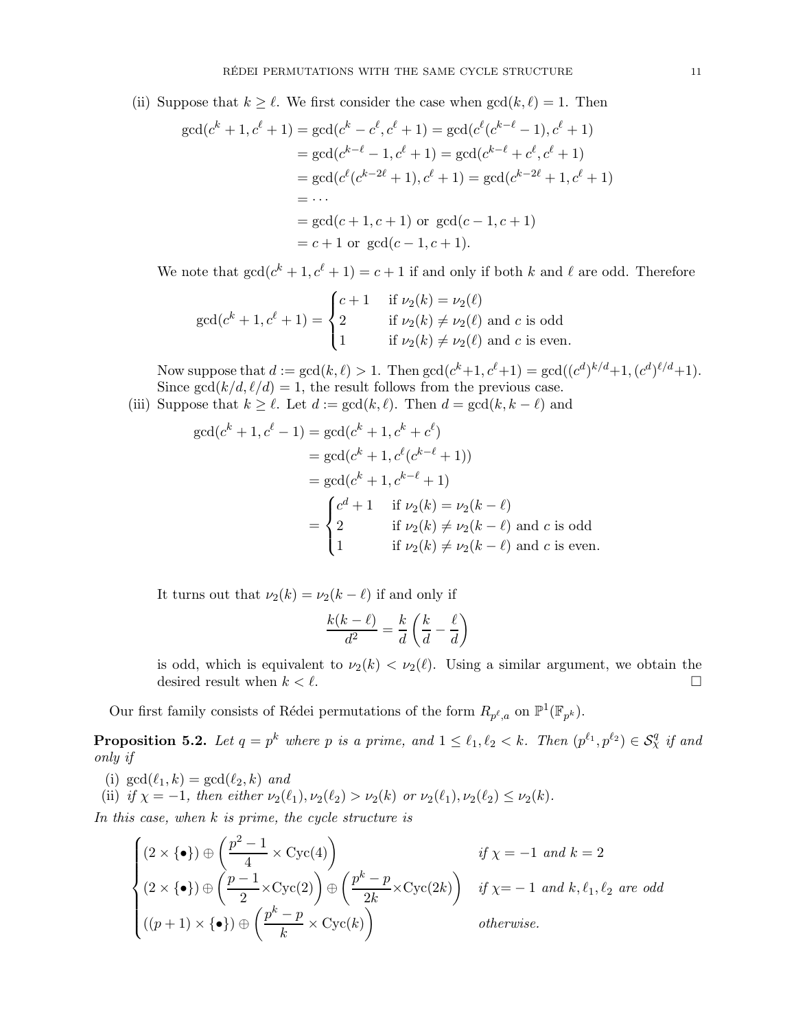(ii) Suppose that $k \geq \ell$. We first consider the case when $\gcd(k, \ell) = 1$. Then

$$
\begin{aligned}
\gcd(c^k + 1, c^\ell + 1) &= \gcd(c^k - c^\ell, c^\ell + 1) = \gcd(c^\ell(c^{k-\ell} - 1), c^\ell + 1) \\
&= \gcd(c^{k-\ell} - 1, c^\ell + 1) = \gcd(c^{k-\ell} + c^\ell, c^\ell + 1) \\
&= \gcd(c^\ell(c^{k-2\ell} + 1), c^\ell + 1) = \gcd(c^{k-2\ell} + 1, c^\ell + 1) \\
&= \cdots \\
&= \gcd(c + 1, c + 1) \text{ or } \gcd(c - 1, c + 1) \\
&= c + 1 \text{ or } \gcd(c - 1, c + 1).
\end{aligned}
$$

We note that $\gcd(c^k + 1, c^\ell + 1) = c + 1$ if and only if both $k$ and $\ell$ are odd. Therefore

$$
\gcd(c^k + 1, c^\ell + 1) = \begin{cases} c + 1 & \text{if } \nu_2(k) = \nu_2(\ell) \\ 2 & \text{if } \nu_2(k) \neq \nu_2(\ell) \text{ and } c \text{ is odd} \\ 1 & \text{if } \nu_2(k) \neq \nu_2(\ell) \text{ and } c \text{ is even.} \end{cases}
$$

Now suppose that $d := \gcd(k, \ell) > 1$. Then $\gcd(c^k+1, c^\ell+1) = \gcd((c^d)^{k/d}+1, (c^d)^{\ell/d}+1)$. Since $\gcd(k/d, \ell/d) = 1$, the result follows from the previous case.

(iii) Suppose that $k \geq \ell$. Let $d := \gcd(k, \ell)$. Then $d = \gcd(k, k - \ell)$ and

$$
\begin{aligned}
\gcd(c^k + 1, c^\ell - 1) &= \gcd(c^k + 1, c^k + c^\ell) \\
&= \gcd(c^k + 1, c^\ell(c^{k-\ell} + 1)) \\
&= \gcd(c^k + 1, c^{k-\ell} + 1) \\
&= \begin{cases} c^d + 1 & \text{if } \nu_2(k) = \nu_2(k - \ell) \\ 2 & \text{if } \nu_2(k) \neq \nu_2(k - \ell) \text{ and } c \text{ is odd} \\ 1 & \text{if } \nu_2(k) \neq \nu_2(k - \ell) \text{ and } c \text{ is even.} \end{cases}
\end{aligned}
$$

It turns out that $\nu_2(k) = \nu_2(k - \ell)$ if and only if

$$
\frac{k(k - \ell)}{d^2} = \frac{k}{d}\left(\frac{k}{d} - \frac{\ell}{d}\right)
$$

is odd, which is equivalent to $\nu_2(k) < \nu_2(\ell)$. Using a similar argument, we obtain the desired result when $k < \ell$. $\square$

Our first family consists of Rédei permutations of the form $R_{p^\ell, a}$ on $\mathbb{P}^1(\mathbb{F}_{p^k})$.

**Proposition 5.2.** *Let $q = p^k$ where $p$ is a prime, and $1 \leq \ell_1, \ell_2 < k$. Then $(p^{\ell_1}, p^{\ell_2}) \in \mathcal{S}_\chi^q$ if and only if*

(i) *$\gcd(\ell_1, k) = \gcd(\ell_2, k)$ and*

(ii) *if $\chi = -1$, then either $\nu_2(\ell_1), \nu_2(\ell_2) > \nu_2(k)$ or $\nu_2(\ell_1), \nu_2(\ell_2) \leq \nu_2(k)$.*

*In this case, when $k$ is prime, the cycle structure is*

$$
\begin{cases} (2 \times \{\bullet\}) \oplus \left(\dfrac{p^2 - 1}{4} \times \mathrm{Cyc}(4)\right) & \text{if } \chi = -1 \text{ and } k = 2 \\ (2 \times \{\bullet\}) \oplus \left(\dfrac{p - 1}{2} \times \mathrm{Cyc}(2)\right) \oplus \left(\dfrac{p^k - p}{2k} \times \mathrm{Cyc}(2k)\right) & \text{if } \chi = -1 \text{ and } k, \ell_1, \ell_2 \text{ are odd} \\ ((p + 1) \times \{\bullet\}) \oplus \left(\dfrac{p^k - p}{k} \times \mathrm{Cyc}(k)\right) & \text{otherwise.} \end{cases}
$$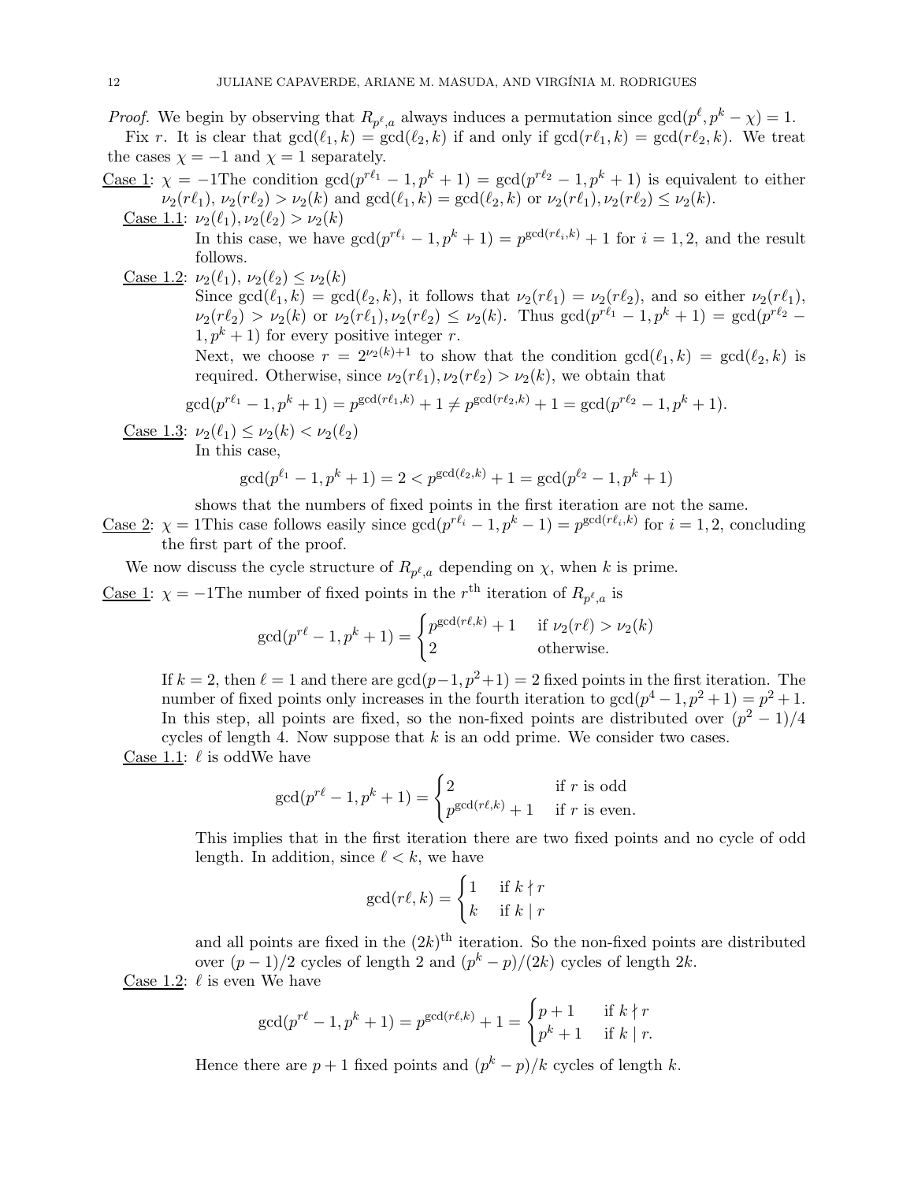*Proof.* We begin by observing that $R_{p^\ell,a}$ always induces a permutation since $\gcd(p^\ell, p^k-\chi)=1$.

Fix $r$. It is clear that $\gcd(\ell_1,k)=\gcd(\ell_2,k)$ if and only if $\gcd(r\ell_1,k)=\gcd(r\ell_2,k)$. We treat the cases $\chi=-1$ and $\chi=1$ separately.

<u>Case 1</u>: $\chi=-1$The condition $\gcd(p^{r\ell_1}-1,p^k+1)=\gcd(p^{r\ell_2}-1,p^k+1)$ is equivalent to either $\nu_2(r\ell_1),\nu_2(r\ell_2)>\nu_2(k)$ and $\gcd(\ell_1,k)=\gcd(\ell_2,k)$ or $\nu_2(r\ell_1),\nu_2(r\ell_2)\le\nu_2(k)$.

<u>Case 1.1</u>: $\nu_2(\ell_1),\nu_2(\ell_2)>\nu_2(k)$

In this case, we have $\gcd(p^{r\ell_i}-1,p^k+1)=p^{\gcd(r\ell_i,k)}+1$ for $i=1,2$, and the result follows.

<u>Case 1.2</u>: $\nu_2(\ell_1)$, $\nu_2(\ell_2)\le\nu_2(k)$

Since $\gcd(\ell_1,k)=\gcd(\ell_2,k)$, it follows that $\nu_2(r\ell_1)=\nu_2(r\ell_2)$, and so either $\nu_2(r\ell_1)$, $\nu_2(r\ell_2)>\nu_2(k)$ or $\nu_2(r\ell_1),\nu_2(r\ell_2)\le\nu_2(k)$. Thus $\gcd(p^{r\ell_1}-1,p^k+1)=\gcd(p^{r\ell_2}-1,p^k+1)$ for every positive integer $r$.

Next, we choose $r=2^{\nu_2(k)+1}$ to show that the condition $\gcd(\ell_1,k)=\gcd(\ell_2,k)$ is required. Otherwise, since $\nu_2(r\ell_1),\nu_2(r\ell_2)>\nu_2(k)$, we obtain that

$$\gcd(p^{r\ell_1}-1,p^k+1)=p^{\gcd(r\ell_1,k)}+1\neq p^{\gcd(r\ell_2,k)}+1=\gcd(p^{r\ell_2}-1,p^k+1).$$

<u>Case 1.3</u>: $\nu_2(\ell_1)\le\nu_2(k)<\nu_2(\ell_2)$

In this case,

$$\gcd(p^{\ell_1}-1,p^k+1)=2<p^{\gcd(\ell_2,k)}+1=\gcd(p^{\ell_2}-1,p^k+1)$$

shows that the numbers of fixed points in the first iteration are not the same.

<u>Case 2</u>: $\chi=1$This case follows easily since $\gcd(p^{r\ell_i}-1,p^k-1)=p^{\gcd(r\ell_i,k)}$ for $i=1,2$, concluding the first part of the proof.

We now discuss the cycle structure of $R_{p^\ell,a}$ depending on $\chi$, when $k$ is prime.

<u>Case 1</u>: $\chi=-1$The number of fixed points in the $r^{\text{th}}$ iteration of $R_{p^\ell,a}$ is

$$\gcd(p^{r\ell}-1,p^k+1)=\begin{cases}p^{\gcd(r\ell,k)}+1 & \text{if } \nu_2(r\ell)>\nu_2(k)\\ 2 & \text{otherwise.}\end{cases}$$

If $k=2$, then $\ell=1$ and there are $\gcd(p-1,p^2+1)=2$ fixed points in the first iteration. The number of fixed points only increases in the fourth iteration to $\gcd(p^4-1,p^2+1)=p^2+1$. In this step, all points are fixed, so the non-fixed points are distributed over $(p^2-1)/4$ cycles of length 4. Now suppose that $k$ is an odd prime. We consider two cases.

<u>Case 1.1</u>: $\ell$ is oddWe have

$$\gcd(p^{r\ell}-1,p^k+1)=\begin{cases}2 & \text{if } r \text{ is odd}\\ p^{\gcd(r\ell,k)}+1 & \text{if } r \text{ is even.}\end{cases}$$

This implies that in the first iteration there are two fixed points and no cycle of odd length. In addition, since $\ell<k$, we have

$$\gcd(r\ell,k)=\begin{cases}1 & \text{if } k\nmid r\\ k & \text{if } k\mid r\end{cases}$$

and all points are fixed in the $(2k)^{\text{th}}$ iteration. So the non-fixed points are distributed over $(p-1)/2$ cycles of length 2 and $(p^k-p)/(2k)$ cycles of length $2k$.

<u>Case 1.2</u>: $\ell$ is even We have

$$\gcd(p^{r\ell}-1,p^k+1)=p^{\gcd(r\ell,k)}+1=\begin{cases}p+1 & \text{if } k\nmid r\\ p^k+1 & \text{if } k\mid r.\end{cases}$$

Hence there are $p+1$ fixed points and $(p^k-p)/k$ cycles of length $k$.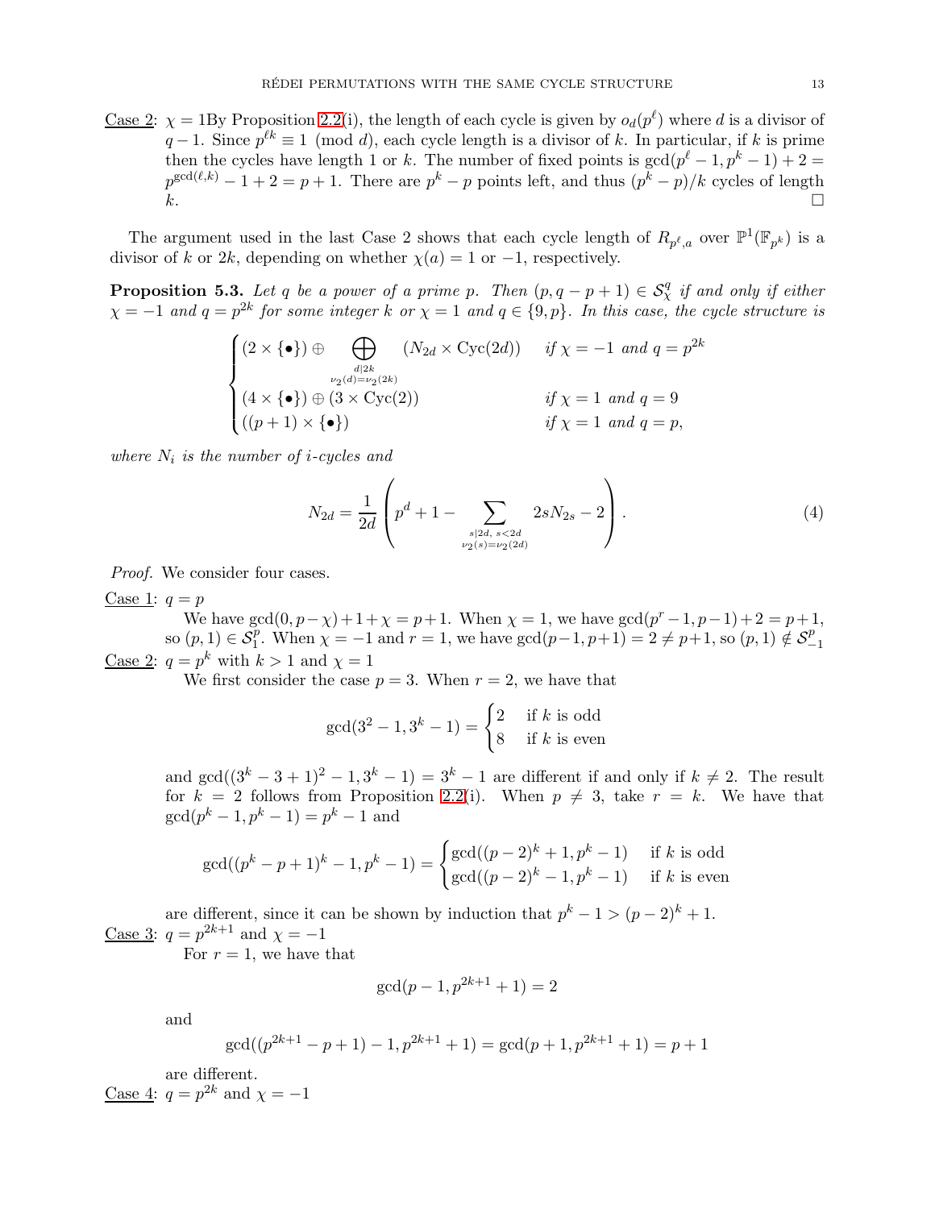Case 2: $\chi = 1$By Proposition 2.2(i), the length of each cycle is given by $o_d(p^\ell)$ where $d$ is a divisor of $q-1$. Since $p^{\ell k} \equiv 1 \pmod{d}$, each cycle length is a divisor of $k$. In particular, if $k$ is prime then the cycles have length 1 or $k$. The number of fixed points is $\gcd(p^\ell - 1, p^k - 1) + 2 = p^{\gcd(\ell,k)} - 1 + 2 = p + 1$. There are $p^k - p$ points left, and thus $(p^k - p)/k$ cycles of length $k$. □

The argument used in the last Case 2 shows that each cycle length of $R_{p^\ell,a}$ over $\mathbb{P}^1(\mathbb{F}_{p^k})$ is a divisor of $k$ or $2k$, depending on whether $\chi(a) = 1$ or $-1$, respectively.

**Proposition 5.3.** *Let $q$ be a power of a prime $p$. Then $(p, q-p+1) \in \mathcal{S}^q_\chi$ if and only if either $\chi = -1$ and $q = p^{2k}$ for some integer $k$ or $\chi = 1$ and $q \in \{9, p\}$. In this case, the cycle structure is*

$$\begin{cases} (2 \times \{\bullet\}) \oplus \displaystyle\bigoplus_{\substack{d \mid 2k \\ \nu_2(d) = \nu_2(2k)}} (N_{2d} \times \mathrm{Cyc}(2d)) & \text{if } \chi = -1 \text{ and } q = p^{2k} \\ (4 \times \{\bullet\}) \oplus (3 \times \mathrm{Cyc}(2)) & \text{if } \chi = 1 \text{ and } q = 9 \\ ((p+1) \times \{\bullet\}) & \text{if } \chi = 1 \text{ and } q = p, \end{cases}$$

*where $N_i$ is the number of $i$-cycles and*

$$N_{2d} = \frac{1}{2d}\left(p^d + 1 - \sum_{\substack{s \mid 2d,\ s < 2d \\ \nu_2(s) = \nu_2(2d)}} 2sN_{2s} - 2\right). \tag{4}$$

*Proof.* We consider four cases.

Case 1: $q = p$

We have $\gcd(0, p-\chi) + 1 + \chi = p+1$. When $\chi = 1$, we have $\gcd(p^r - 1, p-1) + 2 = p+1$, so $(p, 1) \in \mathcal{S}^p_1$. When $\chi = -1$ and $r = 1$, we have $\gcd(p-1, p+1) = 2 \neq p+1$, so $(p, 1) \notin \mathcal{S}^p_{-1}$

Case 2: $q = p^k$ with $k > 1$ and $\chi = 1$

We first consider the case $p = 3$. When $r = 2$, we have that

$$\gcd(3^2 - 1, 3^k - 1) = \begin{cases} 2 & \text{if } k \text{ is odd} \\ 8 & \text{if } k \text{ is even} \end{cases}$$

and $\gcd((3^k - 3 + 1)^2 - 1, 3^k - 1) = 3^k - 1$ are different if and only if $k \neq 2$. The result for $k = 2$ follows from Proposition 2.2(i). When $p \neq 3$, take $r = k$. We have that $\gcd(p^k - 1, p^k - 1) = p^k - 1$ and

$$\gcd((p^k - p + 1)^k - 1, p^k - 1) = \begin{cases} \gcd((p-2)^k + 1, p^k - 1) & \text{if } k \text{ is odd} \\ \gcd((p-2)^k - 1, p^k - 1) & \text{if } k \text{ is even} \end{cases}$$

are different, since it can be shown by induction that $p^k - 1 > (p-2)^k + 1$.

Case 3: $q = p^{2k+1}$ and $\chi = -1$

For $r = 1$, we have that

$$\gcd(p - 1, p^{2k+1} + 1) = 2$$

and

$$\gcd((p^{2k+1} - p + 1) - 1, p^{2k+1} + 1) = \gcd(p + 1, p^{2k+1} + 1) = p + 1$$

are different.

Case 4: $q = p^{2k}$ and $\chi = -1$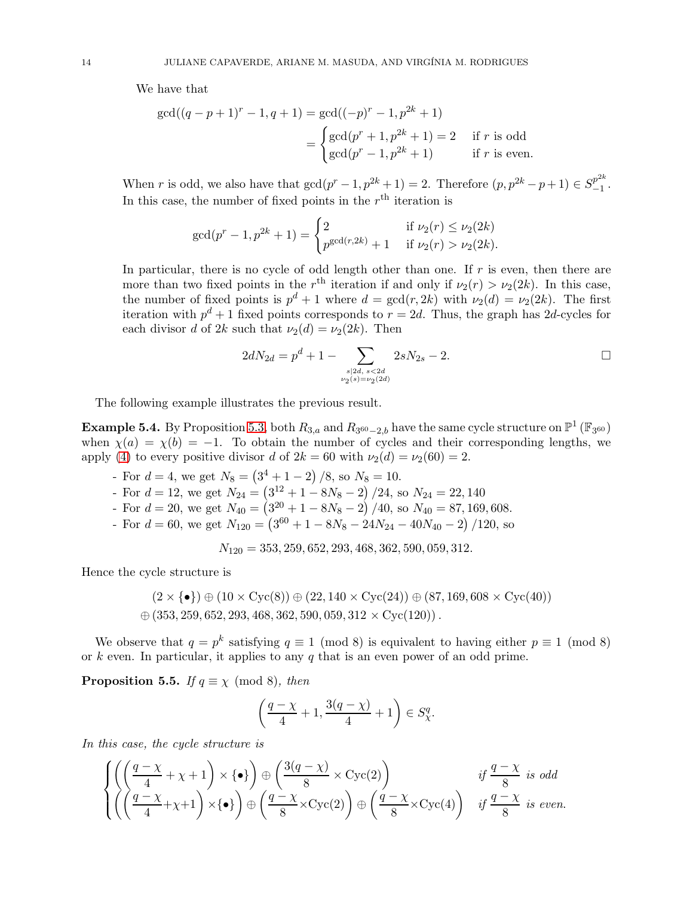We have that

$$\gcd((q-p+1)^r - 1, q+1) = \gcd((-p)^r - 1, p^{2k}+1)$$
$$= \begin{cases} \gcd(p^r + 1, p^{2k}+1) = 2 & \text{if } r \text{ is odd} \\ \gcd(p^r - 1, p^{2k}+1) & \text{if } r \text{ is even.} \end{cases}$$

When $r$ is odd, we also have that $\gcd(p^r - 1, p^{2k}+1) = 2$. Therefore $(p, p^{2k} - p + 1) \in S_{-1}^{p^{2k}}$. In this case, the number of fixed points in the $r^{\text{th}}$ iteration is

$$\gcd(p^r - 1, p^{2k}+1) = \begin{cases} 2 & \text{if } \nu_2(r) \leq \nu_2(2k) \\ p^{\gcd(r,2k)} + 1 & \text{if } \nu_2(r) > \nu_2(2k). \end{cases}$$

In particular, there is no cycle of odd length other than one. If $r$ is even, then there are more than two fixed points in the $r^{\text{th}}$ iteration if and only if $\nu_2(r) > \nu_2(2k)$. In this case, the number of fixed points is $p^d + 1$ where $d = \gcd(r, 2k)$ with $\nu_2(d) = \nu_2(2k)$. The first iteration with $p^d + 1$ fixed points corresponds to $r = 2d$. Thus, the graph has $2d$-cycles for each divisor $d$ of $2k$ such that $\nu_2(d) = \nu_2(2k)$. Then

$$2dN_{2d} = p^d + 1 - \sum_{\substack{s \mid 2d,\ s<2d \\ \nu_2(s)=\nu_2(2d)}} 2sN_{2s} - 2. \qquad \square$$

The following example illustrates the previous result.

**Example 5.4.** By Proposition 5.3, both $R_{3,a}$ and $R_{3^{60}-2,b}$ have the same cycle structure on $\mathbb{P}^1(\mathbb{F}_{3^{60}})$ when $\chi(a) = \chi(b) = -1$. To obtain the number of cycles and their corresponding lengths, we apply (4) to every positive divisor $d$ of $2k = 60$ with $\nu_2(d) = \nu_2(60) = 2$.

- For $d = 4$, we get $N_8 = \left(3^4 + 1 - 2\right)/8$, so $N_8 = 10$.
- For $d = 12$, we get $N_{24} = \left(3^{12} + 1 - 8N_8 - 2\right)/24$, so $N_{24} = 22,140$
- For $d = 20$, we get $N_{40} = \left(3^{20} + 1 - 8N_8 - 2\right)/40$, so $N_{40} = 87,169,608$.
- For $d = 60$, we get $N_{120} = \left(3^{60} + 1 - 8N_8 - 24N_{24} - 40N_{40} - 2\right)/120$, so

$$N_{120} = 353,259,652,293,468,362,590,059,312.$$

Hence the cycle structure is

$$(2 \times \{\bullet\}) \oplus (10 \times \mathrm{Cyc}(8)) \oplus (22,140 \times \mathrm{Cyc}(24)) \oplus (87,169,608 \times \mathrm{Cyc}(40))$$
$$\oplus (353,259,652,293,468,362,590,059,312 \times \mathrm{Cyc}(120)).$$

We observe that $q = p^k$ satisfying $q \equiv 1 \pmod 8$ is equivalent to having either $p \equiv 1 \pmod 8$ or $k$ even. In particular, it applies to any $q$ that is an even power of an odd prime.

**Proposition 5.5.** *If $q \equiv \chi \pmod 8$, then*

$$\left(\frac{q-\chi}{4} + 1, \frac{3(q-\chi)}{4} + 1\right) \in S_\chi^q.$$

*In this case, the cycle structure is*

$$\begin{cases} \left(\left(\dfrac{q-\chi}{4} + \chi + 1\right) \times \{\bullet\}\right) \oplus \left(\dfrac{3(q-\chi)}{8} \times \mathrm{Cyc}(2)\right) & \text{if } \dfrac{q-\chi}{8} \text{ is odd} \\ \left(\left(\dfrac{q-\chi}{4} + \chi + 1\right) \times \{\bullet\}\right) \oplus \left(\dfrac{q-\chi}{8} \times \mathrm{Cyc}(2)\right) \oplus \left(\dfrac{q-\chi}{8} \times \mathrm{Cyc}(4)\right) & \text{if } \dfrac{q-\chi}{8} \text{ is even.} \end{cases}$$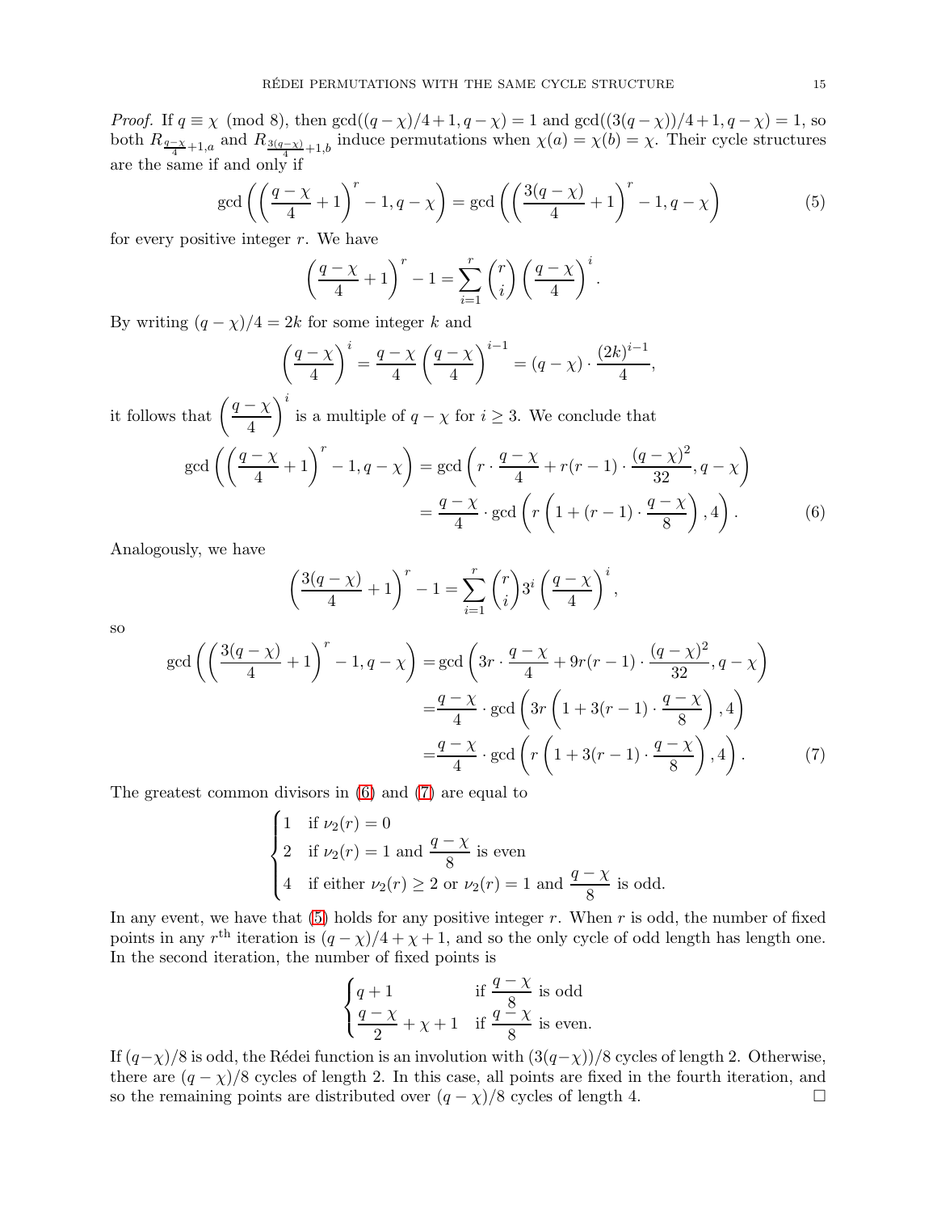*Proof.* If $q \equiv \chi \pmod 8$, then $\gcd((q-\chi)/4+1, q-\chi) = 1$ and $\gcd((3(q-\chi))/4+1, q-\chi) = 1$, so both $R_{\frac{q-\chi}{4}+1,a}$ and $R_{\frac{3(q-\chi)}{4}+1,b}$ induce permutations when $\chi(a) = \chi(b) = \chi$. Their cycle structures are the same if and only if

$$\gcd\left(\left(\frac{q-\chi}{4}+1\right)^r - 1, q-\chi\right) = \gcd\left(\left(\frac{3(q-\chi)}{4}+1\right)^r - 1, q-\chi\right) \tag{5}$$

for every positive integer $r$. We have

$$\left(\frac{q-\chi}{4}+1\right)^r - 1 = \sum_{i=1}^{r} \binom{r}{i} \left(\frac{q-\chi}{4}\right)^i.$$

By writing $(q-\chi)/4 = 2k$ for some integer $k$ and

$$\left(\frac{q-\chi}{4}\right)^i = \frac{q-\chi}{4}\left(\frac{q-\chi}{4}\right)^{i-1} = (q-\chi)\cdot\frac{(2k)^{i-1}}{4},$$

it follows that $\left(\dfrac{q-\chi}{4}\right)^i$ is a multiple of $q-\chi$ for $i \geq 3$. We conclude that

$$\begin{aligned}
\gcd\left(\left(\frac{q-\chi}{4}+1\right)^r - 1, q-\chi\right) &= \gcd\left(r\cdot\frac{q-\chi}{4} + r(r-1)\cdot\frac{(q-\chi)^2}{32}, q-\chi\right) \\
&= \frac{q-\chi}{4}\cdot\gcd\left(r\left(1+(r-1)\cdot\frac{q-\chi}{8}\right), 4\right).
\end{aligned} \tag{6}$$

Analogously, we have

$$\left(\frac{3(q-\chi)}{4}+1\right)^r - 1 = \sum_{i=1}^{r}\binom{r}{i}3^i\left(\frac{q-\chi}{4}\right)^i,$$

so

$$\begin{aligned}
\gcd\left(\left(\frac{3(q-\chi)}{4}+1\right)^r - 1, q-\chi\right) &= \gcd\left(3r\cdot\frac{q-\chi}{4} + 9r(r-1)\cdot\frac{(q-\chi)^2}{32}, q-\chi\right) \\
&= \frac{q-\chi}{4}\cdot\gcd\left(3r\left(1+3(r-1)\cdot\frac{q-\chi}{8}\right), 4\right) \\
&= \frac{q-\chi}{4}\cdot\gcd\left(r\left(1+3(r-1)\cdot\frac{q-\chi}{8}\right), 4\right).
\end{aligned} \tag{7}$$

The greatest common divisors in (6) and (7) are equal to

$$\begin{cases}
1 & \text{if } \nu_2(r) = 0 \\
2 & \text{if } \nu_2(r) = 1 \text{ and } \dfrac{q-\chi}{8} \text{ is even} \\
4 & \text{if either } \nu_2(r) \geq 2 \text{ or } \nu_2(r) = 1 \text{ and } \dfrac{q-\chi}{8} \text{ is odd.}
\end{cases}$$

In any event, we have that (5) holds for any positive integer $r$. When $r$ is odd, the number of fixed points in any $r^{\text{th}}$ iteration is $(q-\chi)/4+\chi+1$, and so the only cycle of odd length has length one. In the second iteration, the number of fixed points is

$$\begin{cases}
q+1 & \text{if } \dfrac{q-\chi}{8} \text{ is odd} \\
\dfrac{q-\chi}{2}+\chi+1 & \text{if } \dfrac{q-\chi}{8} \text{ is even.}
\end{cases}$$

If $(q-\chi)/8$ is odd, the Rédei function is an involution with $(3(q-\chi))/8$ cycles of length 2. Otherwise, there are $(q-\chi)/8$ cycles of length 2. In this case, all points are fixed in the fourth iteration, and so the remaining points are distributed over $(q-\chi)/8$ cycles of length 4. $\square$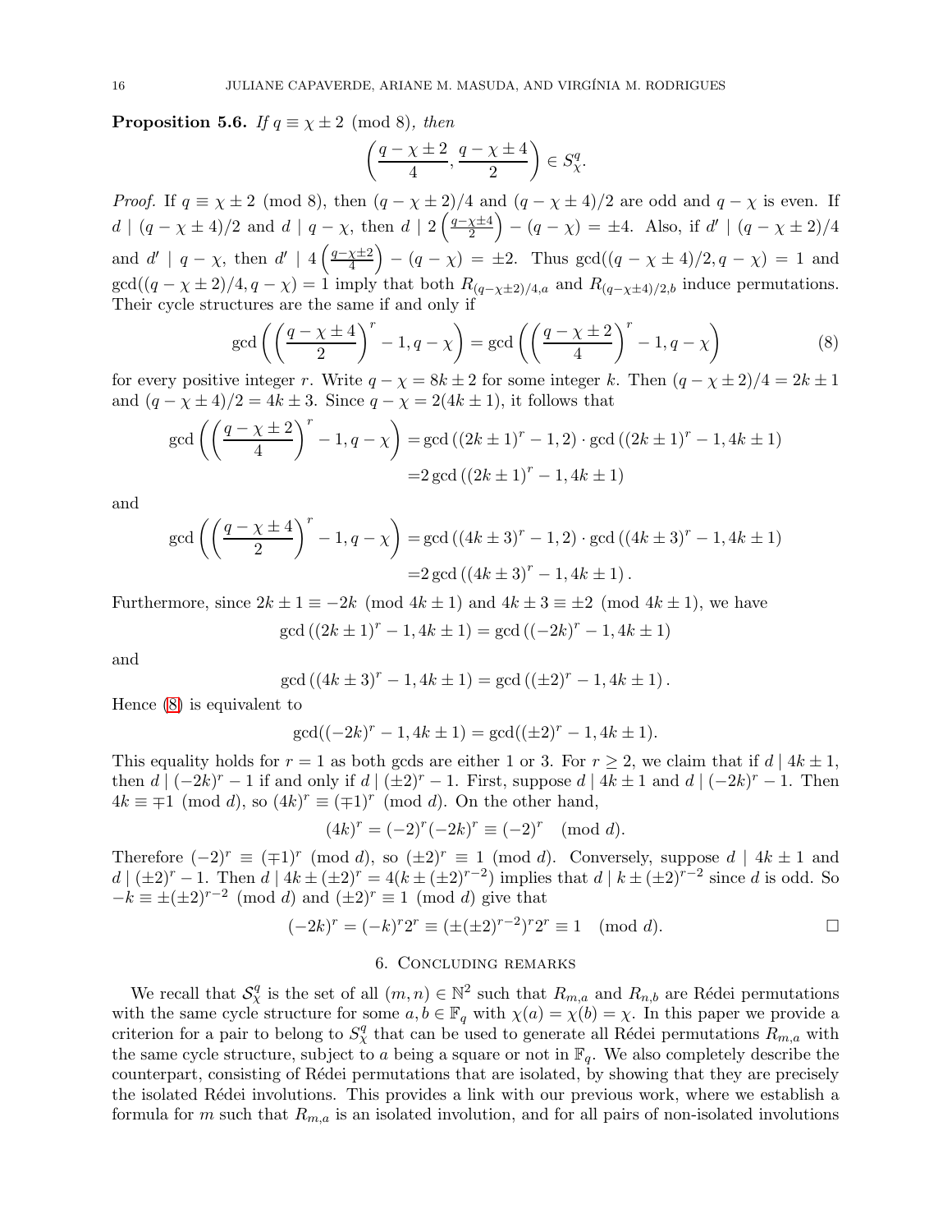**Proposition 5.6.** *If $q \equiv \chi \pm 2 \pmod 8$, then*

$$\left(\frac{q-\chi\pm 2}{4}, \frac{q-\chi\pm 4}{2}\right) \in S^q_\chi.$$

*Proof.* If $q \equiv \chi \pm 2 \pmod 8$, then $(q-\chi\pm 2)/4$ and $(q-\chi\pm 4)/2$ are odd and $q-\chi$ is even. If $d \mid (q-\chi\pm 4)/2$ and $d \mid q-\chi$, then $d \mid 2\left(\frac{q-\chi\pm 4}{2}\right) - (q-\chi) = \pm 4$. Also, if $d' \mid (q-\chi\pm 2)/4$ and $d' \mid q-\chi$, then $d' \mid 4\left(\frac{q-\chi\pm 2}{4}\right) - (q-\chi) = \pm 2$. Thus $\gcd((q-\chi\pm 4)/2, q-\chi) = 1$ and $\gcd((q-\chi\pm 2)/4, q-\chi) = 1$ imply that both $R_{(q-\chi\pm 2)/4,a}$ and $R_{(q-\chi\pm 4)/2,b}$ induce permutations. Their cycle structures are the same if and only if

$$\gcd\left(\left(\frac{q-\chi\pm 4}{2}\right)^r - 1, q-\chi\right) = \gcd\left(\left(\frac{q-\chi\pm 2}{4}\right)^r - 1, q-\chi\right) \tag{8}$$

for every positive integer $r$. Write $q-\chi = 8k\pm 2$ for some integer $k$. Then $(q-\chi\pm 2)/4 = 2k\pm 1$ and $(q-\chi\pm 4)/2 = 4k\pm 3$. Since $q-\chi = 2(4k\pm 1)$, it follows that

$$\begin{aligned}
\gcd\left(\left(\frac{q-\chi\pm 2}{4}\right)^r - 1, q-\chi\right) &= \gcd\left((2k\pm 1)^r - 1, 2\right)\cdot \gcd\left((2k\pm 1)^r - 1, 4k\pm 1\right)\\
&= 2\gcd\left((2k\pm 1)^r - 1, 4k\pm 1\right)
\end{aligned}$$

and

$$\begin{aligned}
\gcd\left(\left(\frac{q-\chi\pm 4}{2}\right)^r - 1, q-\chi\right) &= \gcd\left((4k\pm 3)^r - 1, 2\right)\cdot \gcd\left((4k\pm 3)^r - 1, 4k\pm 1\right)\\
&= 2\gcd\left((4k\pm 3)^r - 1, 4k\pm 1\right).
\end{aligned}$$

Furthermore, since $2k\pm 1 \equiv -2k \pmod{4k\pm 1}$ and $4k\pm 3 \equiv \pm 2 \pmod{4k\pm 1}$, we have

$$\gcd\left((2k\pm 1)^r - 1, 4k\pm 1\right) = \gcd\left((-2k)^r - 1, 4k\pm 1\right)$$

and

$$\gcd\left((4k\pm 3)^r - 1, 4k\pm 1\right) = \gcd\left((\pm 2)^r - 1, 4k\pm 1\right).$$

Hence (8) is equivalent to

$$\gcd((-2k)^r - 1, 4k\pm 1) = \gcd((\pm 2)^r - 1, 4k\pm 1).$$

This equality holds for $r = 1$ as both gcds are either 1 or 3. For $r \geq 2$, we claim that if $d \mid 4k\pm 1$, then $d \mid (-2k)^r - 1$ if and only if $d \mid (\pm 2)^r - 1$. First, suppose $d \mid 4k\pm 1$ and $d \mid (-2k)^r - 1$. Then $4k \equiv \mp 1 \pmod d$, so $(4k)^r \equiv (\mp 1)^r \pmod d$. On the other hand,

$$(4k)^r = (-2)^r(-2k)^r \equiv (-2)^r \pmod d.$$

Therefore $(-2)^r \equiv (\mp 1)^r \pmod d$, so $(\pm 2)^r \equiv 1 \pmod d$. Conversely, suppose $d \mid 4k\pm 1$ and $d \mid (\pm 2)^r - 1$. Then $d \mid 4k \pm (\pm 2)^r = 4(k \pm (\pm 2)^{r-2})$ implies that $d \mid k \pm (\pm 2)^{r-2}$ since $d$ is odd. So $-k \equiv \pm(\pm 2)^{r-2} \pmod d$ and $(\pm 2)^r \equiv 1 \pmod d$ give that

$$(-2k)^r = (-k)^r 2^r \equiv (\pm(\pm 2)^{r-2})^r 2^r \equiv 1 \pmod d. \qquad \square$$

## 6. Concluding remarks

We recall that $\mathcal{S}^q_\chi$ is the set of all $(m,n) \in \mathbb{N}^2$ such that $R_{m,a}$ and $R_{n,b}$ are Rédei permutations with the same cycle structure for some $a, b \in \mathbb{F}_q$ with $\chi(a) = \chi(b) = \chi$. In this paper we provide a criterion for a pair to belong to $S^q_\chi$ that can be used to generate all Rédei permutations $R_{m,a}$ with the same cycle structure, subject to $a$ being a square or not in $\mathbb{F}_q$. We also completely describe the counterpart, consisting of Rédei permutations that are isolated, by showing that they are precisely the isolated Rédei involutions. This provides a link with our previous work, where we establish a formula for $m$ such that $R_{m,a}$ is an isolated involution, and for all pairs of non-isolated involutions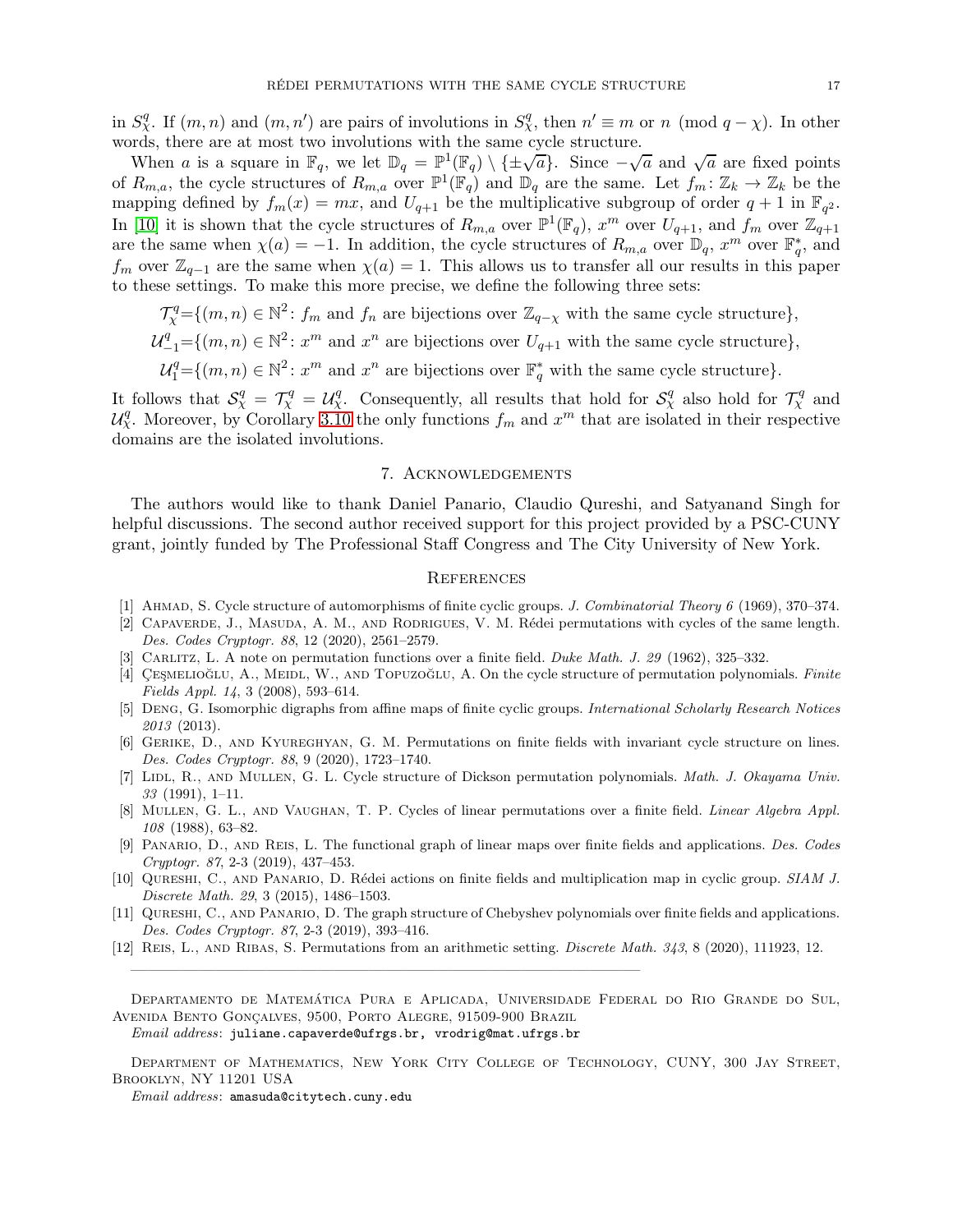in $S^q_\chi$. If $(m,n)$ and $(m,n')$ are pairs of involutions in $S^q_\chi$, then $n' \equiv m$ or $n \pmod{q-\chi}$. In other words, there are at most two involutions with the same cycle structure.

When $a$ is a square in $\mathbb{F}_q$, we let $\mathbb{D}_q = \mathbb{P}^1(\mathbb{F}_q) \setminus \{\pm\sqrt{a}\}$. Since $-\sqrt{a}$ and $\sqrt{a}$ are fixed points of $R_{m,a}$, the cycle structures of $R_{m,a}$ over $\mathbb{P}^1(\mathbb{F}_q)$ and $\mathbb{D}_q$ are the same. Let $f_m\colon \mathbb{Z}_k \to \mathbb{Z}_k$ be the mapping defined by $f_m(x) = mx$, and $U_{q+1}$ be the multiplicative subgroup of order $q+1$ in $\mathbb{F}_{q^2}$. In [10] it is shown that the cycle structures of $R_{m,a}$ over $\mathbb{P}^1(\mathbb{F}_q)$, $x^m$ over $U_{q+1}$, and $f_m$ over $\mathbb{Z}_{q+1}$ are the same when $\chi(a) = -1$. In addition, the cycle structures of $R_{m,a}$ over $\mathbb{D}_q$, $x^m$ over $\mathbb{F}_q^*$, and $f_m$ over $\mathbb{Z}_{q-1}$ are the same when $\chi(a) = 1$. This allows us to transfer all our results in this paper to these settings. To make this more precise, we define the following three sets:

$$\mathcal{T}^q_\chi = \{(m,n) \in \mathbb{N}^2 \colon f_m \text{ and } f_n \text{ are bijections over } \mathbb{Z}_{q-\chi} \text{ with the same cycle structure}\},$$

$$\mathcal{U}^q_{-1} = \{(m,n) \in \mathbb{N}^2 \colon x^m \text{ and } x^n \text{ are bijections over } U_{q+1} \text{ with the same cycle structure}\},$$

$$\mathcal{U}^q_{1} = \{(m,n) \in \mathbb{N}^2 \colon x^m \text{ and } x^n \text{ are bijections over } \mathbb{F}_q^* \text{ with the same cycle structure}\}.$$

It follows that $\mathcal{S}^q_\chi = \mathcal{T}^q_\chi = \mathcal{U}^q_\chi$. Consequently, all results that hold for $\mathcal{S}^q_\chi$ also hold for $\mathcal{T}^q_\chi$ and $\mathcal{U}^q_\chi$. Moreover, by Corollary 3.10 the only functions $f_m$ and $x^m$ that are isolated in their respective domains are the isolated involutions.

## 7. Acknowledgements

The authors would like to thank Daniel Panario, Claudio Qureshi, and Satyanand Singh for helpful discussions. The second author received support for this project provided by a PSC-CUNY grant, jointly funded by The Professional Staff Congress and The City University of New York.

## References

[1] Ahmad, S. Cycle structure of automorphisms of finite cyclic groups. *J. Combinatorial Theory 6* (1969), 370–374.

[2] Capaverde, J., Masuda, A. M., and Rodrigues, V. M. Rédei permutations with cycles of the same length. *Des. Codes Cryptogr. 88*, 12 (2020), 2561–2579.

[3] Carlitz, L. A note on permutation functions over a finite field. *Duke Math. J. 29* (1962), 325–332.

[4] Çeşmelioğlu, A., Meidl, W., and Topuzoğlu, A. On the cycle structure of permutation polynomials. *Finite Fields Appl. 14*, 3 (2008), 593–614.

[5] Deng, G. Isomorphic digraphs from affine maps of finite cyclic groups. *International Scholarly Research Notices 2013* (2013).

[6] Gerike, D., and Kyureghyan, G. M. Permutations on finite fields with invariant cycle structure on lines. *Des. Codes Cryptogr. 88*, 9 (2020), 1723–1740.

[7] Lidl, R., and Mullen, G. L. Cycle structure of Dickson permutation polynomials. *Math. J. Okayama Univ. 33* (1991), 1–11.

[8] Mullen, G. L., and Vaughan, T. P. Cycles of linear permutations over a finite field. *Linear Algebra Appl. 108* (1988), 63–82.

[9] Panario, D., and Reis, L. The functional graph of linear maps over finite fields and applications. *Des. Codes Cryptogr. 87*, 2-3 (2019), 437–453.

[10] Qureshi, C., and Panario, D. Rédei actions on finite fields and multiplication map in cyclic group. *SIAM J. Discrete Math. 29*, 3 (2015), 1486–1503.

[11] Qureshi, C., and Panario, D. The graph structure of Chebyshev polynomials over finite fields and applications. *Des. Codes Cryptogr. 87*, 2-3 (2019), 393–416.

[12] Reis, L., and Ribas, S. Permutations from an arithmetic setting. *Discrete Math. 343*, 8 (2020), 111923, 12.

---

Departamento de Matemática Pura e Aplicada, Universidade Federal do Rio Grande do Sul, Avenida Bento Gonçalves, 9500, Porto Alegre, 91509-900 Brazil

*Email address*: juliane.capaverde@ufrgs.br, vrodrig@mat.ufrgs.br

Department of Mathematics, New York City College of Technology, CUNY, 300 Jay Street, Brooklyn, NY 11201 USA

*Email address*: amasuda@citytech.cuny.edu